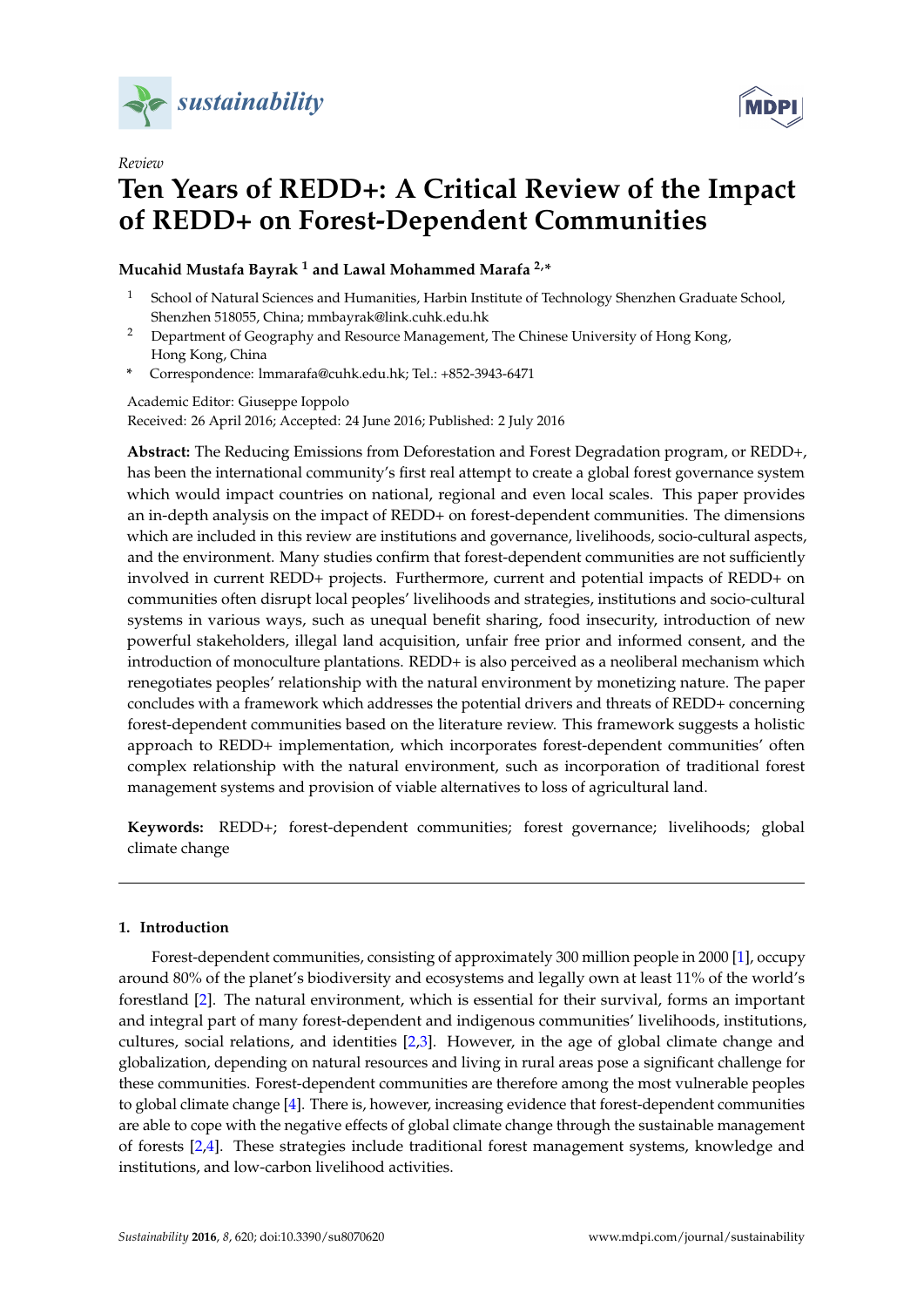*Review*

# Ten Years of REDD+: A Critical Review of the Impact of REDD+ on Forest-Dependent Communities

**Mucahid Mustafa Bayrak [1] and Lawal Mohammed Marafa [2,*]**

[1] School of Natural Sciences and Humanities, Harbin Institute of Technology Shenzhen Graduate School, Shenzhen 518055, China; mmbayrak@link.cuhk.edu.hk

[2] Department of Geography and Resource Management, The Chinese University of Hong Kong, Hong Kong, China

\* Correspondence: lmmarafa@cuhk.edu.hk; Tel.: +852-3943-6471

Academic Editor: Giuseppe Ioppolo

Received: 26 April 2016; Accepted: 24 June 2016; Published: 2 July 2016

**Abstract:** The Reducing Emissions from Deforestation and Forest Degradation program, or REDD+, has been the international community's first real attempt to create a global forest governance system which would impact countries on national, regional and even local scales. This paper provides an in-depth analysis on the impact of REDD+ on forest-dependent communities. The dimensions which are included in this review are institutions and governance, livelihoods, socio-cultural aspects, and the environment. Many studies confirm that forest-dependent communities are not sufficiently involved in current REDD+ projects. Furthermore, current and potential impacts of REDD+ on communities often disrupt local peoples' livelihoods and strategies, institutions and socio-cultural systems in various ways, such as unequal benefit sharing, food insecurity, introduction of new powerful stakeholders, illegal land acquisition, unfair free prior and informed consent, and the introduction of monoculture plantations. REDD+ is also perceived as a neoliberal mechanism which renegotiates peoples' relationship with the natural environment by monetizing nature. The paper concludes with a framework which addresses the potential drivers and threats of REDD+ concerning forest-dependent communities based on the literature review. This framework suggests a holistic approach to REDD+ implementation, which incorporates forest-dependent communities' often complex relationship with the natural environment, such as incorporation of traditional forest management systems and provision of viable alternatives to loss of agricultural land.

**Keywords:** REDD+; forest-dependent communities; forest governance; livelihoods; global climate change

## 1. Introduction

Forest-dependent communities, consisting of approximately 300 million people in 2000 [1], occupy around 80% of the planet's biodiversity and ecosystems and legally own at least 11% of the world's forestland [2]. The natural environment, which is essential for their survival, forms an important and integral part of many forest-dependent and indigenous communities' livelihoods, institutions, cultures, social relations, and identities [2,3]. However, in the age of global climate change and globalization, depending on natural resources and living in rural areas pose a significant challenge for these communities. Forest-dependent communities are therefore among the most vulnerable peoples to global climate change [4]. There is, however, increasing evidence that forest-dependent communities are able to cope with the negative effects of global climate change through the sustainable management of forests [2,4]. These strategies include traditional forest management systems, knowledge and institutions, and low-carbon livelihood activities.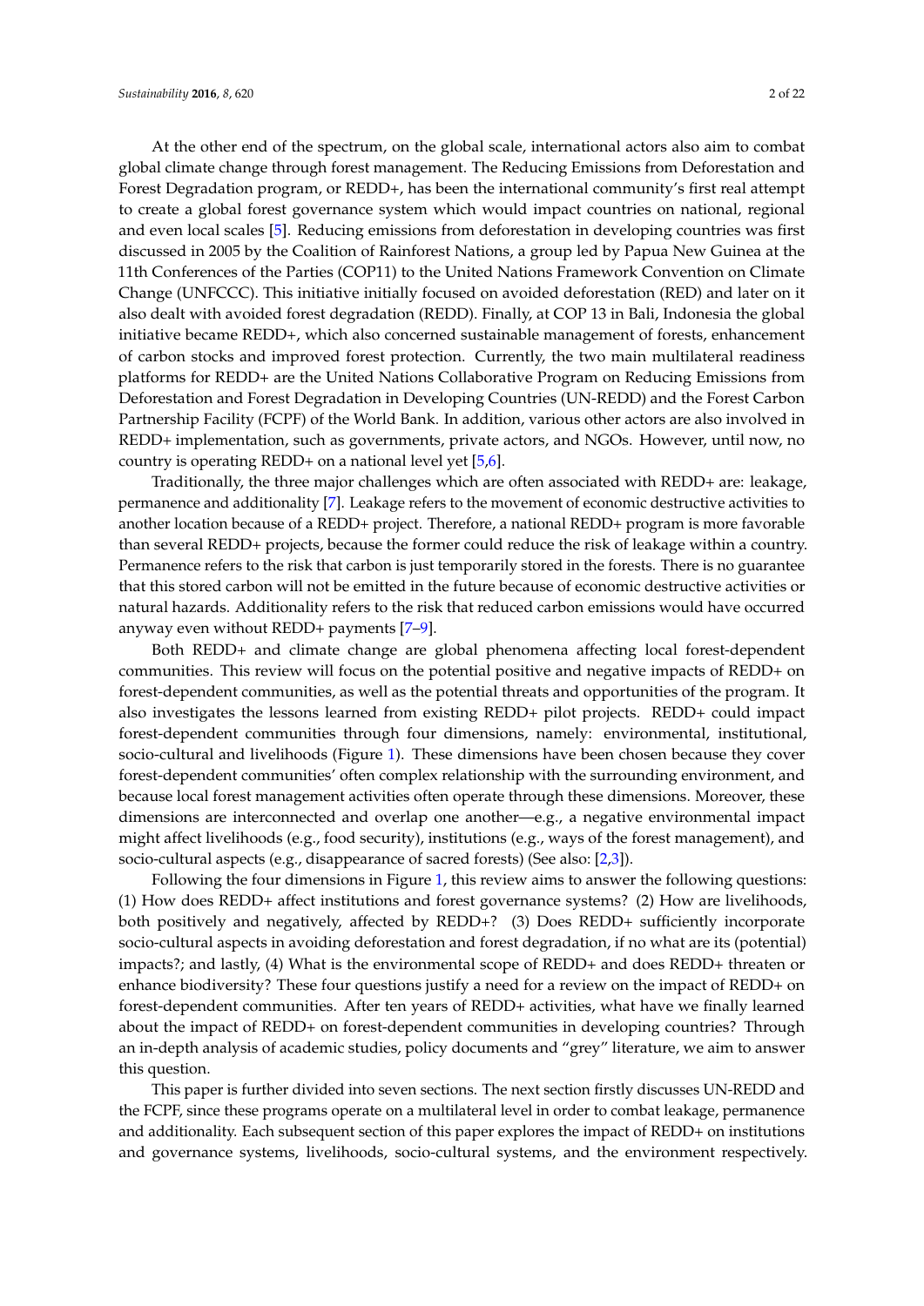At the other end of the spectrum, on the global scale, international actors also aim to combat global climate change through forest management. The Reducing Emissions from Deforestation and Forest Degradation program, or REDD+, has been the international community's first real attempt to create a global forest governance system which would impact countries on national, regional and even local scales [5]. Reducing emissions from deforestation in developing countries was first discussed in 2005 by the Coalition of Rainforest Nations, a group led by Papua New Guinea at the 11th Conferences of the Parties (COP11) to the United Nations Framework Convention on Climate Change (UNFCCC). This initiative initially focused on avoided deforestation (RED) and later on it also dealt with avoided forest degradation (REDD). Finally, at COP 13 in Bali, Indonesia the global initiative became REDD+, which also concerned sustainable management of forests, enhancement of carbon stocks and improved forest protection. Currently, the two main multilateral readiness platforms for REDD+ are the United Nations Collaborative Program on Reducing Emissions from Deforestation and Forest Degradation in Developing Countries (UN-REDD) and the Forest Carbon Partnership Facility (FCPF) of the World Bank. In addition, various other actors are also involved in REDD+ implementation, such as governments, private actors, and NGOs. However, until now, no country is operating REDD+ on a national level yet [5,6].

Traditionally, the three major challenges which are often associated with REDD+ are: leakage, permanence and additionality [7]. Leakage refers to the movement of economic destructive activities to another location because of a REDD+ project. Therefore, a national REDD+ program is more favorable than several REDD+ projects, because the former could reduce the risk of leakage within a country. Permanence refers to the risk that carbon is just temporarily stored in the forests. There is no guarantee that this stored carbon will not be emitted in the future because of economic destructive activities or natural hazards. Additionality refers to the risk that reduced carbon emissions would have occurred anyway even without REDD+ payments [7–9].

Both REDD+ and climate change are global phenomena affecting local forest-dependent communities. This review will focus on the potential positive and negative impacts of REDD+ on forest-dependent communities, as well as the potential threats and opportunities of the program. It also investigates the lessons learned from existing REDD+ pilot projects. REDD+ could impact forest-dependent communities through four dimensions, namely: environmental, institutional, socio-cultural and livelihoods (Figure 1). These dimensions have been chosen because they cover forest-dependent communities' often complex relationship with the surrounding environment, and because local forest management activities often operate through these dimensions. Moreover, these dimensions are interconnected and overlap one another—e.g., a negative environmental impact might affect livelihoods (e.g., food security), institutions (e.g., ways of the forest management), and socio-cultural aspects (e.g., disappearance of sacred forests) (See also: [2,3]).

Following the four dimensions in Figure 1, this review aims to answer the following questions: (1) How does REDD+ affect institutions and forest governance systems? (2) How are livelihoods, both positively and negatively, affected by REDD+? (3) Does REDD+ sufficiently incorporate socio-cultural aspects in avoiding deforestation and forest degradation, if no what are its (potential) impacts?; and lastly, (4) What is the environmental scope of REDD+ and does REDD+ threaten or enhance biodiversity? These four questions justify a need for a review on the impact of REDD+ on forest-dependent communities. After ten years of REDD+ activities, what have we finally learned about the impact of REDD+ on forest-dependent communities in developing countries? Through an in-depth analysis of academic studies, policy documents and "grey" literature, we aim to answer this question.

This paper is further divided into seven sections. The next section firstly discusses UN-REDD and the FCPF, since these programs operate on a multilateral level in order to combat leakage, permanence and additionality. Each subsequent section of this paper explores the impact of REDD+ on institutions and governance systems, livelihoods, socio-cultural systems, and the environment respectively.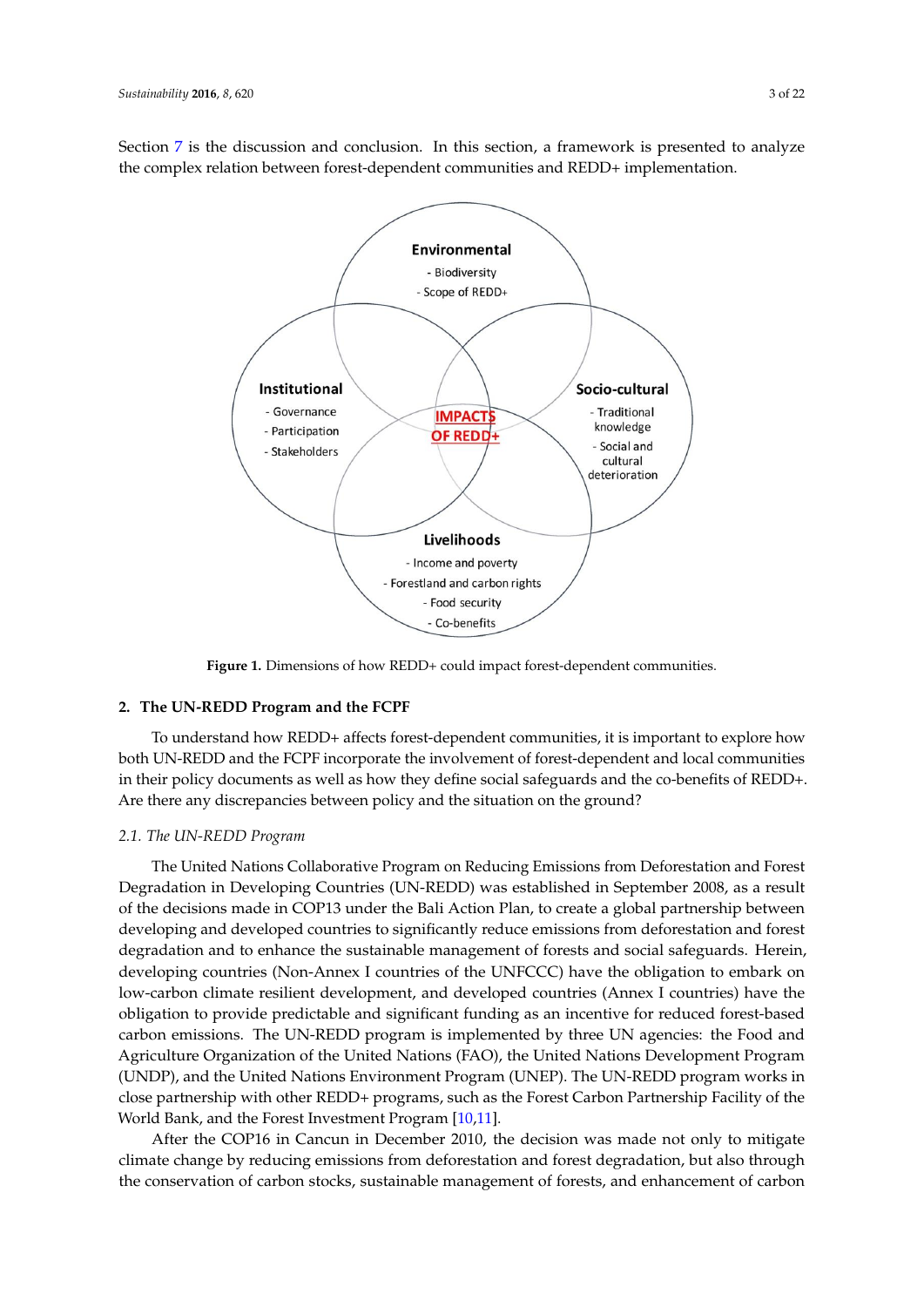Section 7 is the discussion and conclusion. In this section, a framework is presented to analyze the complex relation between forest-dependent communities and REDD+ implementation.

**Environmental**
- Biodiversity
- Scope of REDD+

**Institutional**
- Governance
- Participation
- Stakeholders

**IMPACTS OF REDD+**

**Socio-cultural**
- Traditional knowledge
- Social and cultural deterioration

**Livelihoods**
- Income and poverty
- Forestland and carbon rights
- Food security
- Co-benefits

**Figure 1.** Dimensions of how REDD+ could impact forest-dependent communities.

## 2. The UN-REDD Program and the FCPF

To understand how REDD+ affects forest-dependent communities, it is important to explore how both UN-REDD and the FCPF incorporate the involvement of forest-dependent and local communities in their policy documents as well as how they define social safeguards and the co-benefits of REDD+. Are there any discrepancies between policy and the situation on the ground?

### *2.1. The UN-REDD Program*

The United Nations Collaborative Program on Reducing Emissions from Deforestation and Forest Degradation in Developing Countries (UN-REDD) was established in September 2008, as a result of the decisions made in COP13 under the Bali Action Plan, to create a global partnership between developing and developed countries to significantly reduce emissions from deforestation and forest degradation and to enhance the sustainable management of forests and social safeguards. Herein, developing countries (Non-Annex I countries of the UNFCCC) have the obligation to embark on low-carbon climate resilient development, and developed countries (Annex I countries) have the obligation to provide predictable and significant funding as an incentive for reduced forest-based carbon emissions. The UN-REDD program is implemented by three UN agencies: the Food and Agriculture Organization of the United Nations (FAO), the United Nations Development Program (UNDP), and the United Nations Environment Program (UNEP). The UN-REDD program works in close partnership with other REDD+ programs, such as the Forest Carbon Partnership Facility of the World Bank, and the Forest Investment Program [10,11].

After the COP16 in Cancun in December 2010, the decision was made not only to mitigate climate change by reducing emissions from deforestation and forest degradation, but also through the conservation of carbon stocks, sustainable management of forests, and enhancement of carbon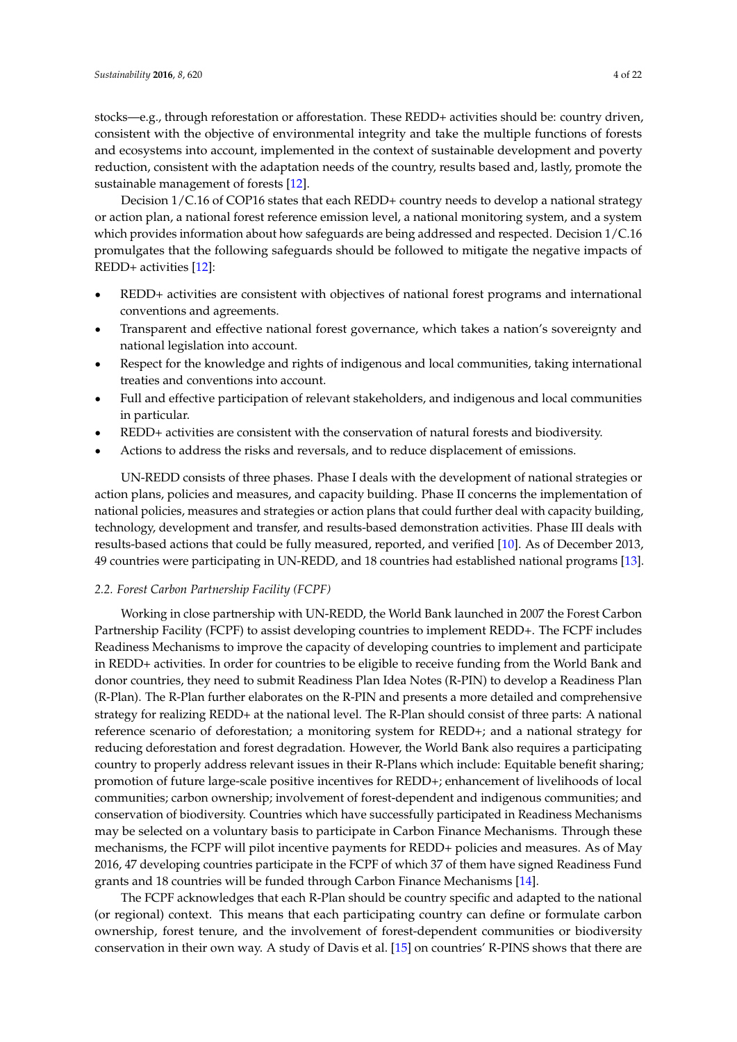stocks—e.g., through reforestation or afforestation. These REDD+ activities should be: country driven, consistent with the objective of environmental integrity and take the multiple functions of forests and ecosystems into account, implemented in the context of sustainable development and poverty reduction, consistent with the adaptation needs of the country, results based and, lastly, promote the sustainable management of forests [12].

Decision 1/C.16 of COP16 states that each REDD+ country needs to develop a national strategy or action plan, a national forest reference emission level, a national monitoring system, and a system which provides information about how safeguards are being addressed and respected. Decision 1/C.16 promulgates that the following safeguards should be followed to mitigate the negative impacts of REDD+ activities [12]:

- REDD+ activities are consistent with objectives of national forest programs and international conventions and agreements.
- Transparent and effective national forest governance, which takes a nation's sovereignty and national legislation into account.
- Respect for the knowledge and rights of indigenous and local communities, taking international treaties and conventions into account.
- Full and effective participation of relevant stakeholders, and indigenous and local communities in particular.
- REDD+ activities are consistent with the conservation of natural forests and biodiversity.
- Actions to address the risks and reversals, and to reduce displacement of emissions.

UN-REDD consists of three phases. Phase I deals with the development of national strategies or action plans, policies and measures, and capacity building. Phase II concerns the implementation of national policies, measures and strategies or action plans that could further deal with capacity building, technology, development and transfer, and results-based demonstration activities. Phase III deals with results-based actions that could be fully measured, reported, and verified [10]. As of December 2013, 49 countries were participating in UN-REDD, and 18 countries had established national programs [13].

### *2.2. Forest Carbon Partnership Facility (FCPF)*

Working in close partnership with UN-REDD, the World Bank launched in 2007 the Forest Carbon Partnership Facility (FCPF) to assist developing countries to implement REDD+. The FCPF includes Readiness Mechanisms to improve the capacity of developing countries to implement and participate in REDD+ activities. In order for countries to be eligible to receive funding from the World Bank and donor countries, they need to submit Readiness Plan Idea Notes (R-PIN) to develop a Readiness Plan (R-Plan). The R-Plan further elaborates on the R-PIN and presents a more detailed and comprehensive strategy for realizing REDD+ at the national level. The R-Plan should consist of three parts: A national reference scenario of deforestation; a monitoring system for REDD+; and a national strategy for reducing deforestation and forest degradation. However, the World Bank also requires a participating country to properly address relevant issues in their R-Plans which include: Equitable benefit sharing; promotion of future large-scale positive incentives for REDD+; enhancement of livelihoods of local communities; carbon ownership; involvement of forest-dependent and indigenous communities; and conservation of biodiversity. Countries which have successfully participated in Readiness Mechanisms may be selected on a voluntary basis to participate in Carbon Finance Mechanisms. Through these mechanisms, the FCPF will pilot incentive payments for REDD+ policies and measures. As of May 2016, 47 developing countries participate in the FCPF of which 37 of them have signed Readiness Fund grants and 18 countries will be funded through Carbon Finance Mechanisms [14].

The FCPF acknowledges that each R-Plan should be country specific and adapted to the national (or regional) context. This means that each participating country can define or formulate carbon ownership, forest tenure, and the involvement of forest-dependent communities or biodiversity conservation in their own way. A study of Davis et al. [15] on countries' R-PINS shows that there are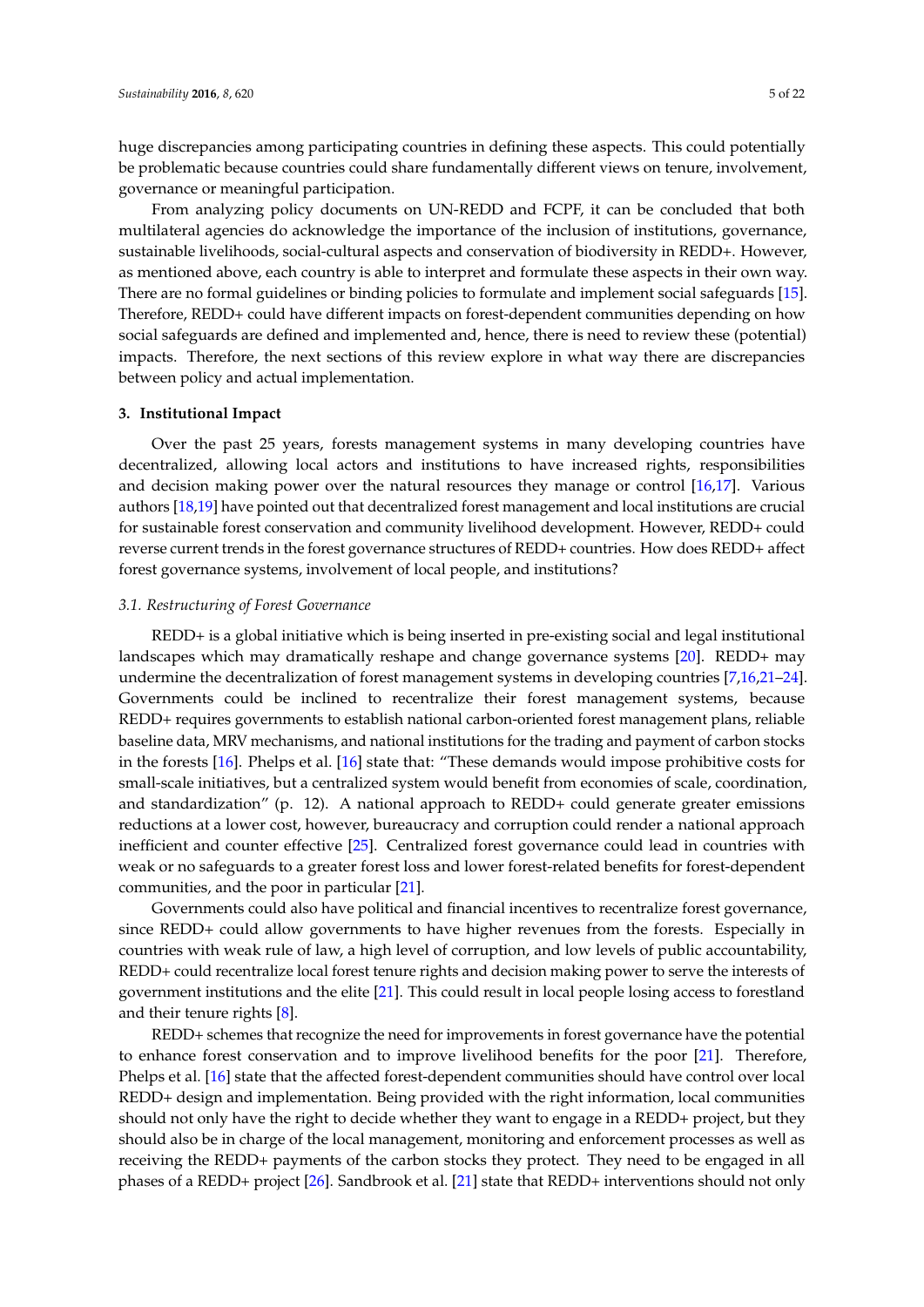huge discrepancies among participating countries in defining these aspects. This could potentially be problematic because countries could share fundamentally different views on tenure, involvement, governance or meaningful participation.

From analyzing policy documents on UN-REDD and FCPF, it can be concluded that both multilateral agencies do acknowledge the importance of the inclusion of institutions, governance, sustainable livelihoods, social-cultural aspects and conservation of biodiversity in REDD+. However, as mentioned above, each country is able to interpret and formulate these aspects in their own way. There are no formal guidelines or binding policies to formulate and implement social safeguards [15]. Therefore, REDD+ could have different impacts on forest-dependent communities depending on how social safeguards are defined and implemented and, hence, there is need to review these (potential) impacts. Therefore, the next sections of this review explore in what way there are discrepancies between policy and actual implementation.

## 3. Institutional Impact

Over the past 25 years, forests management systems in many developing countries have decentralized, allowing local actors and institutions to have increased rights, responsibilities and decision making power over the natural resources they manage or control [16,17]. Various authors [18,19] have pointed out that decentralized forest management and local institutions are crucial for sustainable forest conservation and community livelihood development. However, REDD+ could reverse current trends in the forest governance structures of REDD+ countries. How does REDD+ affect forest governance systems, involvement of local people, and institutions?

### *3.1. Restructuring of Forest Governance*

REDD+ is a global initiative which is being inserted in pre-existing social and legal institutional landscapes which may dramatically reshape and change governance systems [20]. REDD+ may undermine the decentralization of forest management systems in developing countries [7,16,21–24]. Governments could be inclined to recentralize their forest management systems, because REDD+ requires governments to establish national carbon-oriented forest management plans, reliable baseline data, MRV mechanisms, and national institutions for the trading and payment of carbon stocks in the forests [16]. Phelps et al. [16] state that: "These demands would impose prohibitive costs for small-scale initiatives, but a centralized system would benefit from economies of scale, coordination, and standardization" (p. 12). A national approach to REDD+ could generate greater emissions reductions at a lower cost, however, bureaucracy and corruption could render a national approach inefficient and counter effective [25]. Centralized forest governance could lead in countries with weak or no safeguards to a greater forest loss and lower forest-related benefits for forest-dependent communities, and the poor in particular [21].

Governments could also have political and financial incentives to recentralize forest governance, since REDD+ could allow governments to have higher revenues from the forests. Especially in countries with weak rule of law, a high level of corruption, and low levels of public accountability, REDD+ could recentralize local forest tenure rights and decision making power to serve the interests of government institutions and the elite [21]. This could result in local people losing access to forestland and their tenure rights [8].

REDD+ schemes that recognize the need for improvements in forest governance have the potential to enhance forest conservation and to improve livelihood benefits for the poor [21]. Therefore, Phelps et al. [16] state that the affected forest-dependent communities should have control over local REDD+ design and implementation. Being provided with the right information, local communities should not only have the right to decide whether they want to engage in a REDD+ project, but they should also be in charge of the local management, monitoring and enforcement processes as well as receiving the REDD+ payments of the carbon stocks they protect. They need to be engaged in all phases of a REDD+ project [26]. Sandbrook et al. [21] state that REDD+ interventions should not only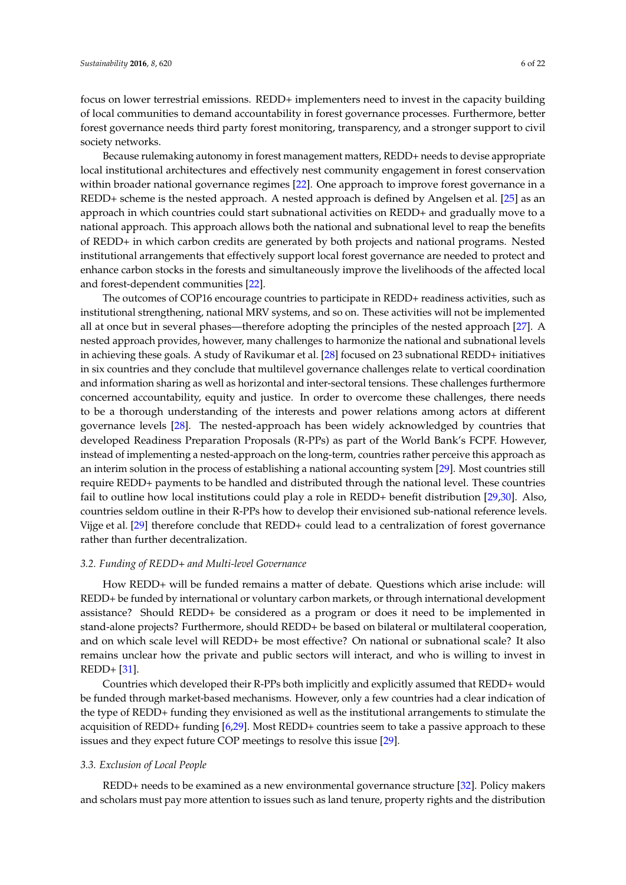focus on lower terrestrial emissions. REDD+ implementers need to invest in the capacity building of local communities to demand accountability in forest governance processes. Furthermore, better forest governance needs third party forest monitoring, transparency, and a stronger support to civil society networks.

Because rulemaking autonomy in forest management matters, REDD+ needs to devise appropriate local institutional architectures and effectively nest community engagement in forest conservation within broader national governance regimes [22]. One approach to improve forest governance in a REDD+ scheme is the nested approach. A nested approach is defined by Angelsen et al. [25] as an approach in which countries could start subnational activities on REDD+ and gradually move to a national approach. This approach allows both the national and subnational level to reap the benefits of REDD+ in which carbon credits are generated by both projects and national programs. Nested institutional arrangements that effectively support local forest governance are needed to protect and enhance carbon stocks in the forests and simultaneously improve the livelihoods of the affected local and forest-dependent communities [22].

The outcomes of COP16 encourage countries to participate in REDD+ readiness activities, such as institutional strengthening, national MRV systems, and so on. These activities will not be implemented all at once but in several phases—therefore adopting the principles of the nested approach [27]. A nested approach provides, however, many challenges to harmonize the national and subnational levels in achieving these goals. A study of Ravikumar et al. [28] focused on 23 subnational REDD+ initiatives in six countries and they conclude that multilevel governance challenges relate to vertical coordination and information sharing as well as horizontal and inter-sectoral tensions. These challenges furthermore concerned accountability, equity and justice. In order to overcome these challenges, there needs to be a thorough understanding of the interests and power relations among actors at different governance levels [28]. The nested-approach has been widely acknowledged by countries that developed Readiness Preparation Proposals (R-PPs) as part of the World Bank's FCPF. However, instead of implementing a nested-approach on the long-term, countries rather perceive this approach as an interim solution in the process of establishing a national accounting system [29]. Most countries still require REDD+ payments to be handled and distributed through the national level. These countries fail to outline how local institutions could play a role in REDD+ benefit distribution [29,30]. Also, countries seldom outline in their R-PPs how to develop their envisioned sub-national reference levels. Vijge et al. [29] therefore conclude that REDD+ could lead to a centralization of forest governance rather than further decentralization.

### *3.2. Funding of REDD+ and Multi-level Governance*

How REDD+ will be funded remains a matter of debate. Questions which arise include: will REDD+ be funded by international or voluntary carbon markets, or through international development assistance? Should REDD+ be considered as a program or does it need to be implemented in stand-alone projects? Furthermore, should REDD+ be based on bilateral or multilateral cooperation, and on which scale level will REDD+ be most effective? On national or subnational scale? It also remains unclear how the private and public sectors will interact, and who is willing to invest in REDD+ [31].

Countries which developed their R-PPs both implicitly and explicitly assumed that REDD+ would be funded through market-based mechanisms. However, only a few countries had a clear indication of the type of REDD+ funding they envisioned as well as the institutional arrangements to stimulate the acquisition of REDD+ funding [6,29]. Most REDD+ countries seem to take a passive approach to these issues and they expect future COP meetings to resolve this issue [29].

### *3.3. Exclusion of Local People*

REDD+ needs to be examined as a new environmental governance structure [32]. Policy makers and scholars must pay more attention to issues such as land tenure, property rights and the distribution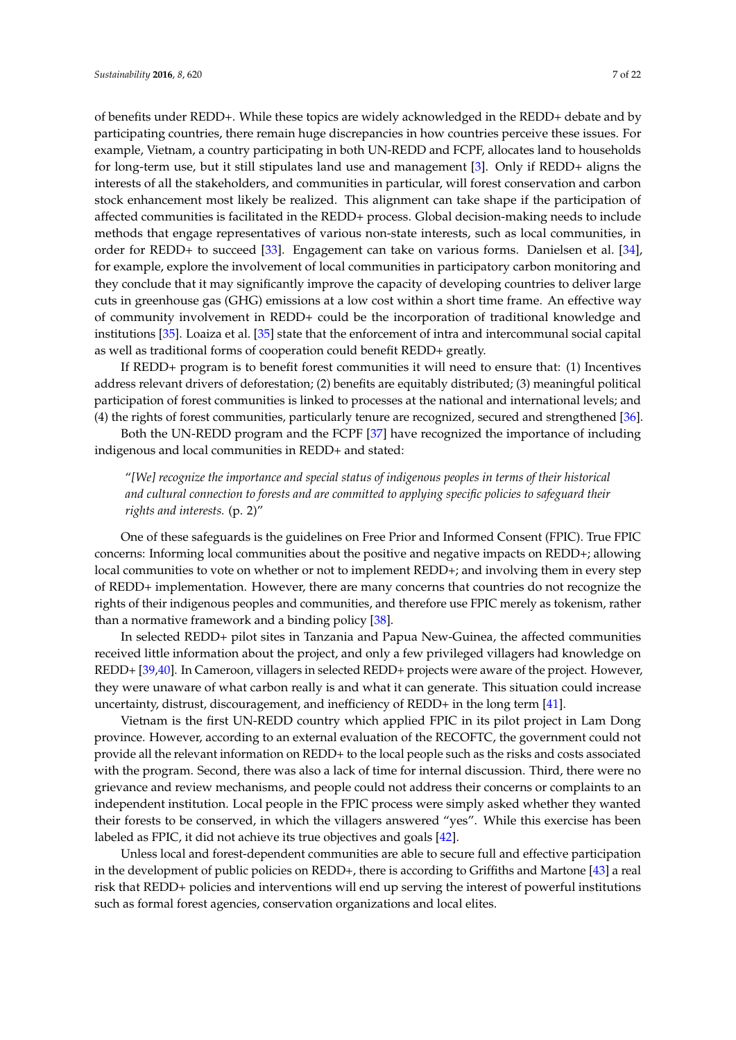of benefits under REDD+. While these topics are widely acknowledged in the REDD+ debate and by participating countries, there remain huge discrepancies in how countries perceive these issues. For example, Vietnam, a country participating in both UN-REDD and FCPF, allocates land to households for long-term use, but it still stipulates land use and management [3]. Only if REDD+ aligns the interests of all the stakeholders, and communities in particular, will forest conservation and carbon stock enhancement most likely be realized. This alignment can take shape if the participation of affected communities is facilitated in the REDD+ process. Global decision-making needs to include methods that engage representatives of various non-state interests, such as local communities, in order for REDD+ to succeed [33]. Engagement can take on various forms. Danielsen et al. [34], for example, explore the involvement of local communities in participatory carbon monitoring and they conclude that it may significantly improve the capacity of developing countries to deliver large cuts in greenhouse gas (GHG) emissions at a low cost within a short time frame. An effective way of community involvement in REDD+ could be the incorporation of traditional knowledge and institutions [35]. Loaiza et al. [35] state that the enforcement of intra and intercommunal social capital as well as traditional forms of cooperation could benefit REDD+ greatly.

If REDD+ program is to benefit forest communities it will need to ensure that: (1) Incentives address relevant drivers of deforestation; (2) benefits are equitably distributed; (3) meaningful political participation of forest communities is linked to processes at the national and international levels; and (4) the rights of forest communities, particularly tenure are recognized, secured and strengthened [36].

Both the UN-REDD program and the FCPF [37] have recognized the importance of including indigenous and local communities in REDD+ and stated:

> "*[We] recognize the importance and special status of indigenous peoples in terms of their historical and cultural connection to forests and are committed to applying specific policies to safeguard their rights and interests.* (p. 2)"

One of these safeguards is the guidelines on Free Prior and Informed Consent (FPIC). True FPIC concerns: Informing local communities about the positive and negative impacts on REDD+; allowing local communities to vote on whether or not to implement REDD+; and involving them in every step of REDD+ implementation. However, there are many concerns that countries do not recognize the rights of their indigenous peoples and communities, and therefore use FPIC merely as tokenism, rather than a normative framework and a binding policy [38].

In selected REDD+ pilot sites in Tanzania and Papua New-Guinea, the affected communities received little information about the project, and only a few privileged villagers had knowledge on REDD+ [39,40]. In Cameroon, villagers in selected REDD+ projects were aware of the project. However, they were unaware of what carbon really is and what it can generate. This situation could increase uncertainty, distrust, discouragement, and inefficiency of REDD+ in the long term [41].

Vietnam is the first UN-REDD country which applied FPIC in its pilot project in Lam Dong province. However, according to an external evaluation of the RECOFTC, the government could not provide all the relevant information on REDD+ to the local people such as the risks and costs associated with the program. Second, there was also a lack of time for internal discussion. Third, there were no grievance and review mechanisms, and people could not address their concerns or complaints to an independent institution. Local people in the FPIC process were simply asked whether they wanted their forests to be conserved, in which the villagers answered "yes". While this exercise has been labeled as FPIC, it did not achieve its true objectives and goals [42].

Unless local and forest-dependent communities are able to secure full and effective participation in the development of public policies on REDD+, there is according to Griffiths and Martone [43] a real risk that REDD+ policies and interventions will end up serving the interest of powerful institutions such as formal forest agencies, conservation organizations and local elites.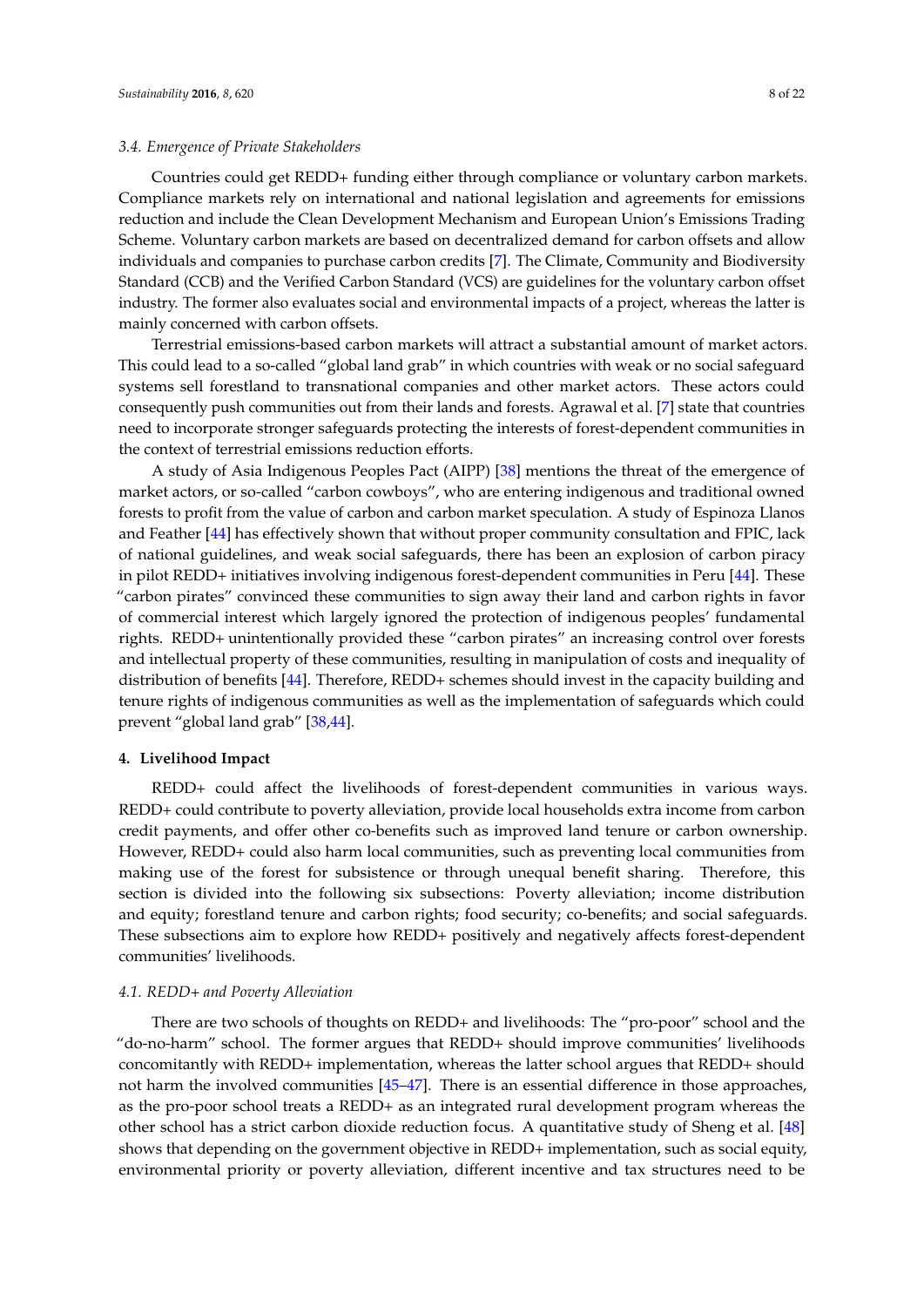### 3.4. Emergence of Private Stakeholders

Countries could get REDD+ funding either through compliance or voluntary carbon markets. Compliance markets rely on international and national legislation and agreements for emissions reduction and include the Clean Development Mechanism and European Union's Emissions Trading Scheme. Voluntary carbon markets are based on decentralized demand for carbon offsets and allow individuals and companies to purchase carbon credits [7]. The Climate, Community and Biodiversity Standard (CCB) and the Verified Carbon Standard (VCS) are guidelines for the voluntary carbon offset industry. The former also evaluates social and environmental impacts of a project, whereas the latter is mainly concerned with carbon offsets.

Terrestrial emissions-based carbon markets will attract a substantial amount of market actors. This could lead to a so-called "global land grab" in which countries with weak or no social safeguard systems sell forestland to transnational companies and other market actors. These actors could consequently push communities out from their lands and forests. Agrawal et al. [7] state that countries need to incorporate stronger safeguards protecting the interests of forest-dependent communities in the context of terrestrial emissions reduction efforts.

A study of Asia Indigenous Peoples Pact (AIPP) [38] mentions the threat of the emergence of market actors, or so-called "carbon cowboys", who are entering indigenous and traditional owned forests to profit from the value of carbon and carbon market speculation. A study of Espinoza Llanos and Feather [44] has effectively shown that without proper community consultation and FPIC, lack of national guidelines, and weak social safeguards, there has been an explosion of carbon piracy in pilot REDD+ initiatives involving indigenous forest-dependent communities in Peru [44]. These "carbon pirates" convinced these communities to sign away their land and carbon rights in favor of commercial interest which largely ignored the protection of indigenous peoples' fundamental rights. REDD+ unintentionally provided these "carbon pirates" an increasing control over forests and intellectual property of these communities, resulting in manipulation of costs and inequality of distribution of benefits [44]. Therefore, REDD+ schemes should invest in the capacity building and tenure rights of indigenous communities as well as the implementation of safeguards which could prevent "global land grab" [38,44].

## 4. Livelihood Impact

REDD+ could affect the livelihoods of forest-dependent communities in various ways. REDD+ could contribute to poverty alleviation, provide local households extra income from carbon credit payments, and offer other co-benefits such as improved land tenure or carbon ownership. However, REDD+ could also harm local communities, such as preventing local communities from making use of the forest for subsistence or through unequal benefit sharing. Therefore, this section is divided into the following six subsections: Poverty alleviation; income distribution and equity; forestland tenure and carbon rights; food security; co-benefits; and social safeguards. These subsections aim to explore how REDD+ positively and negatively affects forest-dependent communities' livelihoods.

### 4.1. REDD+ and Poverty Alleviation

There are two schools of thoughts on REDD+ and livelihoods: The "pro-poor" school and the "do-no-harm" school. The former argues that REDD+ should improve communities' livelihoods concomitantly with REDD+ implementation, whereas the latter school argues that REDD+ should not harm the involved communities [45–47]. There is an essential difference in those approaches, as the pro-poor school treats a REDD+ as an integrated rural development program whereas the other school has a strict carbon dioxide reduction focus. A quantitative study of Sheng et al. [48] shows that depending on the government objective in REDD+ implementation, such as social equity, environmental priority or poverty alleviation, different incentive and tax structures need to be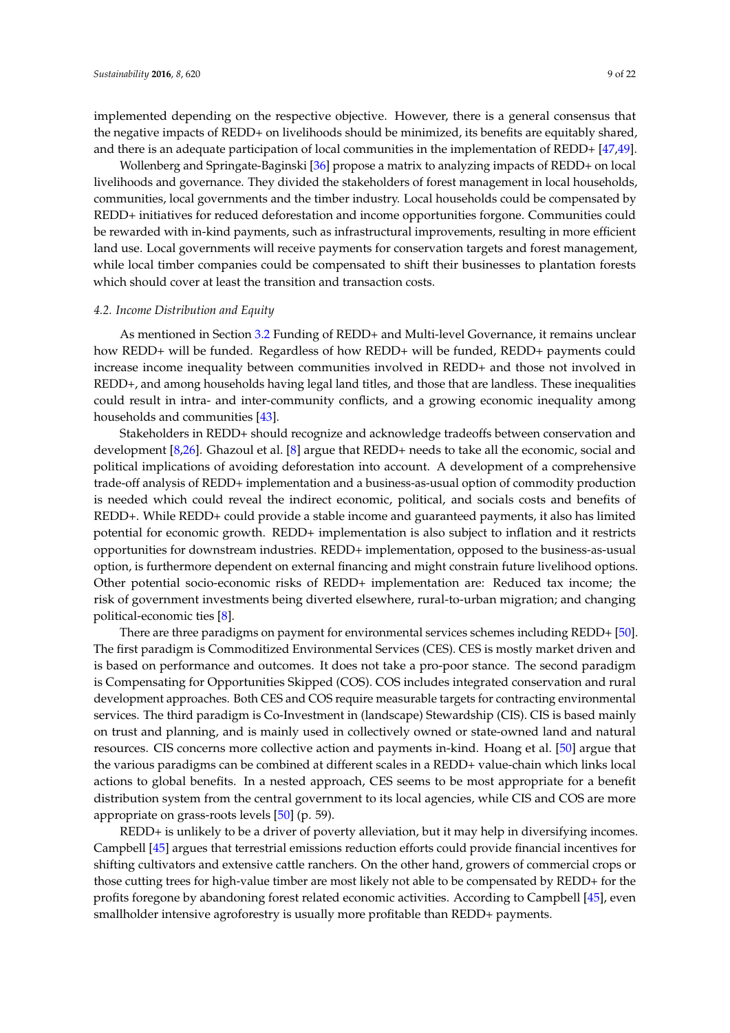implemented depending on the respective objective. However, there is a general consensus that the negative impacts of REDD+ on livelihoods should be minimized, its benefits are equitably shared, and there is an adequate participation of local communities in the implementation of REDD+ [47,49].

Wollenberg and Springate-Baginski [36] propose a matrix to analyzing impacts of REDD+ on local livelihoods and governance. They divided the stakeholders of forest management in local households, communities, local governments and the timber industry. Local households could be compensated by REDD+ initiatives for reduced deforestation and income opportunities forgone. Communities could be rewarded with in-kind payments, such as infrastructural improvements, resulting in more efficient land use. Local governments will receive payments for conservation targets and forest management, while local timber companies could be compensated to shift their businesses to plantation forests which should cover at least the transition and transaction costs.

### *4.2. Income Distribution and Equity*

As mentioned in Section 3.2 Funding of REDD+ and Multi-level Governance, it remains unclear how REDD+ will be funded. Regardless of how REDD+ will be funded, REDD+ payments could increase income inequality between communities involved in REDD+ and those not involved in REDD+, and among households having legal land titles, and those that are landless. These inequalities could result in intra- and inter-community conflicts, and a growing economic inequality among households and communities [43].

Stakeholders in REDD+ should recognize and acknowledge tradeoffs between conservation and development [8,26]. Ghazoul et al. [8] argue that REDD+ needs to take all the economic, social and political implications of avoiding deforestation into account. A development of a comprehensive trade-off analysis of REDD+ implementation and a business-as-usual option of commodity production is needed which could reveal the indirect economic, political, and socials costs and benefits of REDD+. While REDD+ could provide a stable income and guaranteed payments, it also has limited potential for economic growth. REDD+ implementation is also subject to inflation and it restricts opportunities for downstream industries. REDD+ implementation, opposed to the business-as-usual option, is furthermore dependent on external financing and might constrain future livelihood options. Other potential socio-economic risks of REDD+ implementation are: Reduced tax income; the risk of government investments being diverted elsewhere, rural-to-urban migration; and changing political-economic ties [8].

There are three paradigms on payment for environmental services schemes including REDD+ [50]. The first paradigm is Commoditized Environmental Services (CES). CES is mostly market driven and is based on performance and outcomes. It does not take a pro-poor stance. The second paradigm is Compensating for Opportunities Skipped (COS). COS includes integrated conservation and rural development approaches. Both CES and COS require measurable targets for contracting environmental services. The third paradigm is Co-Investment in (landscape) Stewardship (CIS). CIS is based mainly on trust and planning, and is mainly used in collectively owned or state-owned land and natural resources. CIS concerns more collective action and payments in-kind. Hoang et al. [50] argue that the various paradigms can be combined at different scales in a REDD+ value-chain which links local actions to global benefits. In a nested approach, CES seems to be most appropriate for a benefit distribution system from the central government to its local agencies, while CIS and COS are more appropriate on grass-roots levels [50] (p. 59).

REDD+ is unlikely to be a driver of poverty alleviation, but it may help in diversifying incomes. Campbell [45] argues that terrestrial emissions reduction efforts could provide financial incentives for shifting cultivators and extensive cattle ranchers. On the other hand, growers of commercial crops or those cutting trees for high-value timber are most likely not able to be compensated by REDD+ for the profits foregone by abandoning forest related economic activities. According to Campbell [45], even smallholder intensive agroforestry is usually more profitable than REDD+ payments.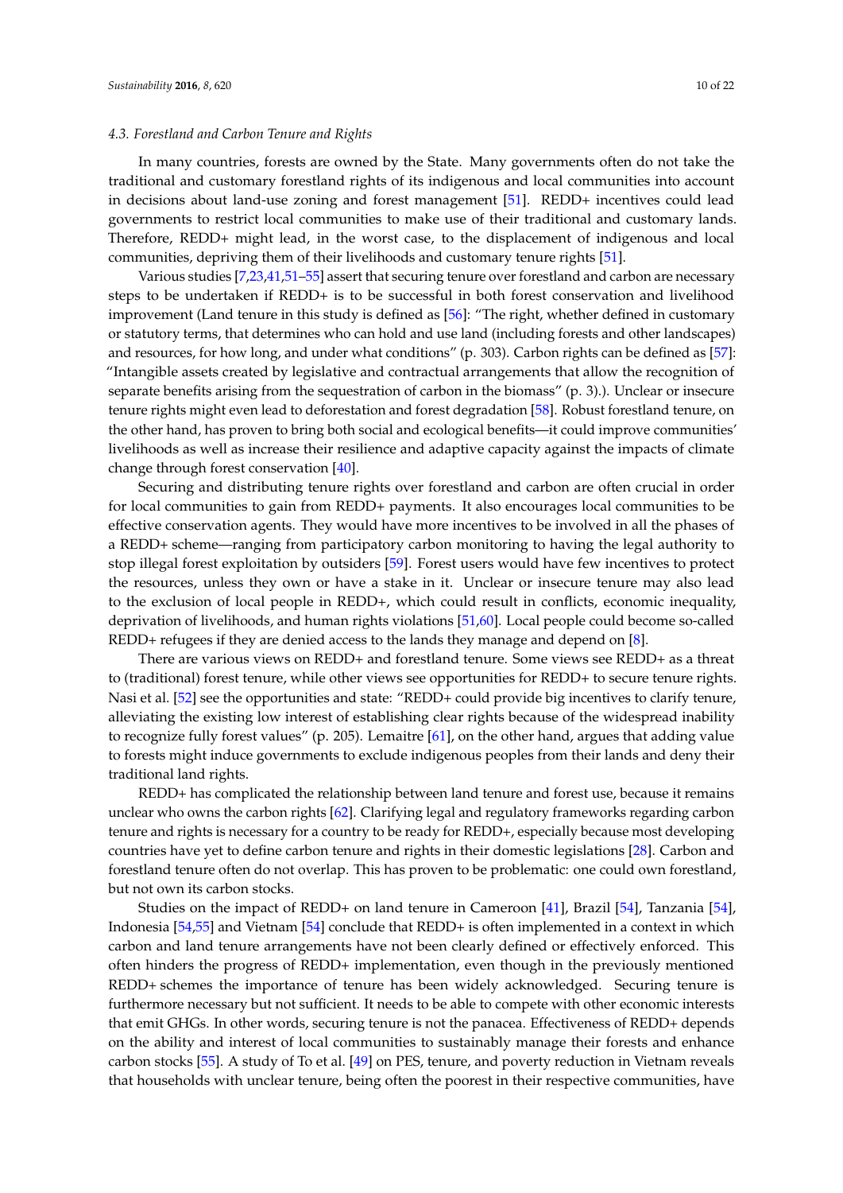### *4.3. Forestland and Carbon Tenure and Rights*

In many countries, forests are owned by the State. Many governments often do not take the traditional and customary forestland rights of its indigenous and local communities into account in decisions about land-use zoning and forest management [51]. REDD+ incentives could lead governments to restrict local communities to make use of their traditional and customary lands. Therefore, REDD+ might lead, in the worst case, to the displacement of indigenous and local communities, depriving them of their livelihoods and customary tenure rights [51].

Various studies [7,23,41,51–55] assert that securing tenure over forestland and carbon are necessary steps to be undertaken if REDD+ is to be successful in both forest conservation and livelihood improvement (Land tenure in this study is defined as [56]: "The right, whether defined in customary or statutory terms, that determines who can hold and use land (including forests and other landscapes) and resources, for how long, and under what conditions" (p. 303). Carbon rights can be defined as [57]: "Intangible assets created by legislative and contractual arrangements that allow the recognition of separate benefits arising from the sequestration of carbon in the biomass" (p. 3).). Unclear or insecure tenure rights might even lead to deforestation and forest degradation [58]. Robust forestland tenure, on the other hand, has proven to bring both social and ecological benefits—it could improve communities' livelihoods as well as increase their resilience and adaptive capacity against the impacts of climate change through forest conservation [40].

Securing and distributing tenure rights over forestland and carbon are often crucial in order for local communities to gain from REDD+ payments. It also encourages local communities to be effective conservation agents. They would have more incentives to be involved in all the phases of a REDD+ scheme—ranging from participatory carbon monitoring to having the legal authority to stop illegal forest exploitation by outsiders [59]. Forest users would have few incentives to protect the resources, unless they own or have a stake in it. Unclear or insecure tenure may also lead to the exclusion of local people in REDD+, which could result in conflicts, economic inequality, deprivation of livelihoods, and human rights violations [51,60]. Local people could become so-called REDD+ refugees if they are denied access to the lands they manage and depend on [8].

There are various views on REDD+ and forestland tenure. Some views see REDD+ as a threat to (traditional) forest tenure, while other views see opportunities for REDD+ to secure tenure rights. Nasi et al. [52] see the opportunities and state: "REDD+ could provide big incentives to clarify tenure, alleviating the existing low interest of establishing clear rights because of the widespread inability to recognize fully forest values" (p. 205). Lemaitre [61], on the other hand, argues that adding value to forests might induce governments to exclude indigenous peoples from their lands and deny their traditional land rights.

REDD+ has complicated the relationship between land tenure and forest use, because it remains unclear who owns the carbon rights [62]. Clarifying legal and regulatory frameworks regarding carbon tenure and rights is necessary for a country to be ready for REDD+, especially because most developing countries have yet to define carbon tenure and rights in their domestic legislations [28]. Carbon and forestland tenure often do not overlap. This has proven to be problematic: one could own forestland, but not own its carbon stocks.

Studies on the impact of REDD+ on land tenure in Cameroon [41], Brazil [54], Tanzania [54], Indonesia [54,55] and Vietnam [54] conclude that REDD+ is often implemented in a context in which carbon and land tenure arrangements have not been clearly defined or effectively enforced. This often hinders the progress of REDD+ implementation, even though in the previously mentioned REDD+ schemes the importance of tenure has been widely acknowledged. Securing tenure is furthermore necessary but not sufficient. It needs to be able to compete with other economic interests that emit GHGs. In other words, securing tenure is not the panacea. Effectiveness of REDD+ depends on the ability and interest of local communities to sustainably manage their forests and enhance carbon stocks [55]. A study of To et al. [49] on PES, tenure, and poverty reduction in Vietnam reveals that households with unclear tenure, being often the poorest in their respective communities, have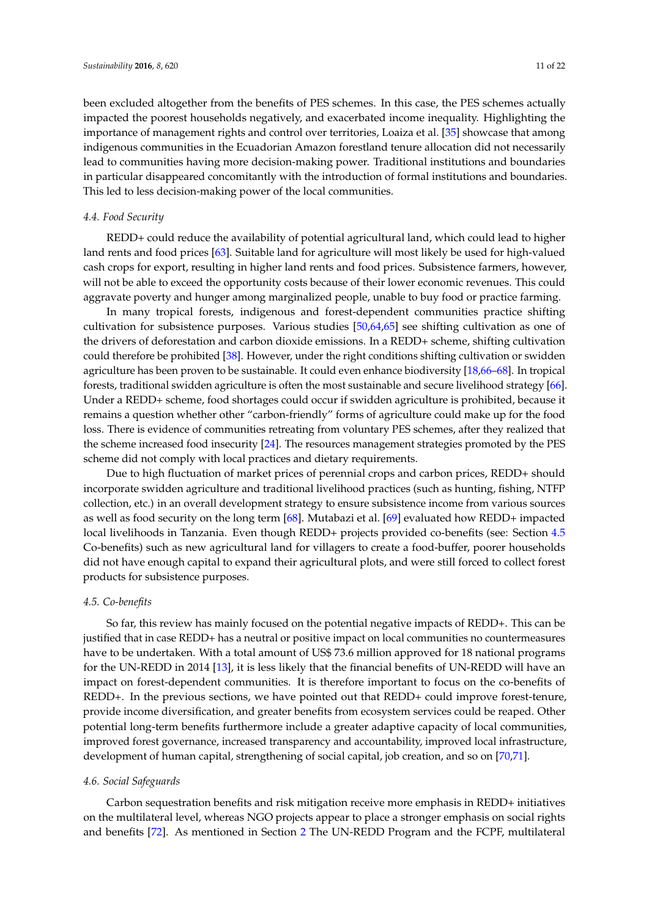been excluded altogether from the benefits of PES schemes. In this case, the PES schemes actually impacted the poorest households negatively, and exacerbated income inequality. Highlighting the importance of management rights and control over territories, Loaiza et al. [35] showcase that among indigenous communities in the Ecuadorian Amazon forestland tenure allocation did not necessarily lead to communities having more decision-making power. Traditional institutions and boundaries in particular disappeared concomitantly with the introduction of formal institutions and boundaries. This led to less decision-making power of the local communities.

### *4.4. Food Security*

REDD+ could reduce the availability of potential agricultural land, which could lead to higher land rents and food prices [63]. Suitable land for agriculture will most likely be used for high-valued cash crops for export, resulting in higher land rents and food prices. Subsistence farmers, however, will not be able to exceed the opportunity costs because of their lower economic revenues. This could aggravate poverty and hunger among marginalized people, unable to buy food or practice farming.

In many tropical forests, indigenous and forest-dependent communities practice shifting cultivation for subsistence purposes. Various studies [50,64,65] see shifting cultivation as one of the drivers of deforestation and carbon dioxide emissions. In a REDD+ scheme, shifting cultivation could therefore be prohibited [38]. However, under the right conditions shifting cultivation or swidden agriculture has been proven to be sustainable. It could even enhance biodiversity [18,66–68]. In tropical forests, traditional swidden agriculture is often the most sustainable and secure livelihood strategy [66]. Under a REDD+ scheme, food shortages could occur if swidden agriculture is prohibited, because it remains a question whether other "carbon-friendly" forms of agriculture could make up for the food loss. There is evidence of communities retreating from voluntary PES schemes, after they realized that the scheme increased food insecurity [24]. The resources management strategies promoted by the PES scheme did not comply with local practices and dietary requirements.

Due to high fluctuation of market prices of perennial crops and carbon prices, REDD+ should incorporate swidden agriculture and traditional livelihood practices (such as hunting, fishing, NTFP collection, etc.) in an overall development strategy to ensure subsistence income from various sources as well as food security on the long term [68]. Mutabazi et al. [69] evaluated how REDD+ impacted local livelihoods in Tanzania. Even though REDD+ projects provided co-benefits (see: Section 4.5 Co-benefits) such as new agricultural land for villagers to create a food-buffer, poorer households did not have enough capital to expand their agricultural plots, and were still forced to collect forest products for subsistence purposes.

### *4.5. Co-benefits*

So far, this review has mainly focused on the potential negative impacts of REDD+. This can be justified that in case REDD+ has a neutral or positive impact on local communities no countermeasures have to be undertaken. With a total amount of US$ 73.6 million approved for 18 national programs for the UN-REDD in 2014 [13], it is less likely that the financial benefits of UN-REDD will have an impact on forest-dependent communities. It is therefore important to focus on the co-benefits of REDD+. In the previous sections, we have pointed out that REDD+ could improve forest-tenure, provide income diversification, and greater benefits from ecosystem services could be reaped. Other potential long-term benefits furthermore include a greater adaptive capacity of local communities, improved forest governance, increased transparency and accountability, improved local infrastructure, development of human capital, strengthening of social capital, job creation, and so on [70,71].

### *4.6. Social Safeguards*

Carbon sequestration benefits and risk mitigation receive more emphasis in REDD+ initiatives on the multilateral level, whereas NGO projects appear to place a stronger emphasis on social rights and benefits [72]. As mentioned in Section 2 The UN-REDD Program and the FCPF, multilateral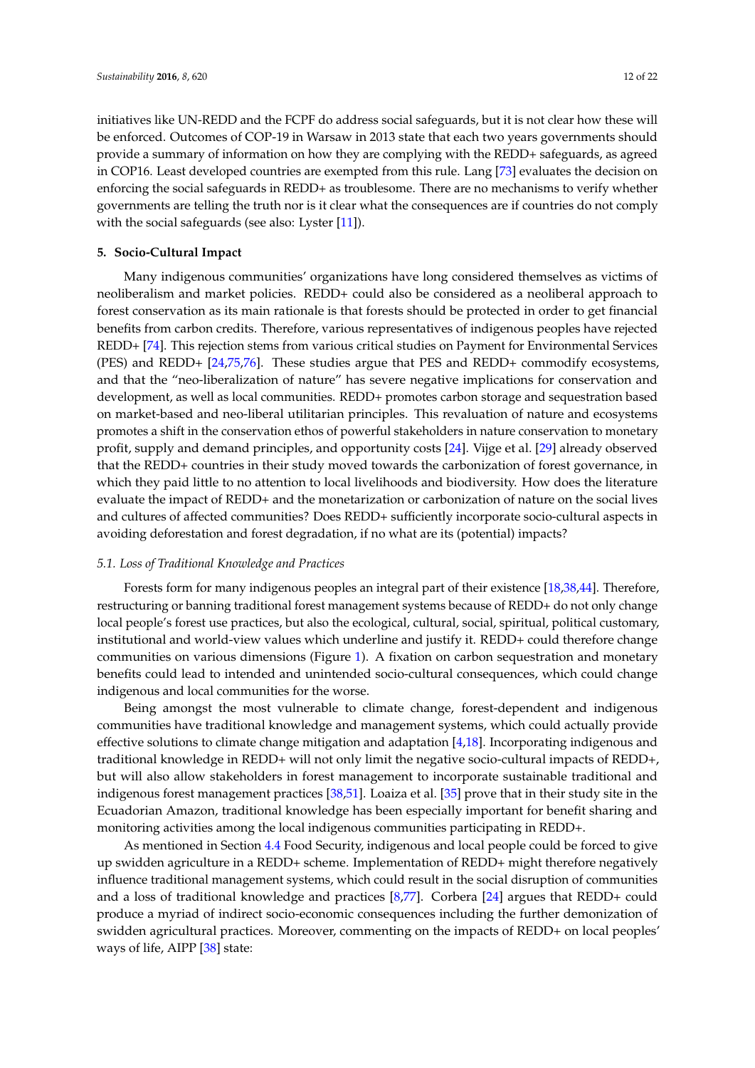initiatives like UN-REDD and the FCPF do address social safeguards, but it is not clear how these will be enforced. Outcomes of COP-19 in Warsaw in 2013 state that each two years governments should provide a summary of information on how they are complying with the REDD+ safeguards, as agreed in COP16. Least developed countries are exempted from this rule. Lang [73] evaluates the decision on enforcing the social safeguards in REDD+ as troublesome. There are no mechanisms to verify whether governments are telling the truth nor is it clear what the consequences are if countries do not comply with the social safeguards (see also: Lyster [11]).

## 5. Socio-Cultural Impact

Many indigenous communities' organizations have long considered themselves as victims of neoliberalism and market policies. REDD+ could also be considered as a neoliberal approach to forest conservation as its main rationale is that forests should be protected in order to get financial benefits from carbon credits. Therefore, various representatives of indigenous peoples have rejected REDD+ [74]. This rejection stems from various critical studies on Payment for Environmental Services (PES) and REDD+ [24,75,76]. These studies argue that PES and REDD+ commodify ecosystems, and that the "neo-liberalization of nature" has severe negative implications for conservation and development, as well as local communities. REDD+ promotes carbon storage and sequestration based on market-based and neo-liberal utilitarian principles. This revaluation of nature and ecosystems promotes a shift in the conservation ethos of powerful stakeholders in nature conservation to monetary profit, supply and demand principles, and opportunity costs [24]. Vijge et al. [29] already observed that the REDD+ countries in their study moved towards the carbonization of forest governance, in which they paid little to no attention to local livelihoods and biodiversity. How does the literature evaluate the impact of REDD+ and the monetarization or carbonization of nature on the social lives and cultures of affected communities? Does REDD+ sufficiently incorporate socio-cultural aspects in avoiding deforestation and forest degradation, if no what are its (potential) impacts?

### *5.1. Loss of Traditional Knowledge and Practices*

Forests form for many indigenous peoples an integral part of their existence [18,38,44]. Therefore, restructuring or banning traditional forest management systems because of REDD+ do not only change local people's forest use practices, but also the ecological, cultural, social, spiritual, political customary, institutional and world-view values which underline and justify it. REDD+ could therefore change communities on various dimensions (Figure 1). A fixation on carbon sequestration and monetary benefits could lead to intended and unintended socio-cultural consequences, which could change indigenous and local communities for the worse.

Being amongst the most vulnerable to climate change, forest-dependent and indigenous communities have traditional knowledge and management systems, which could actually provide effective solutions to climate change mitigation and adaptation [4,18]. Incorporating indigenous and traditional knowledge in REDD+ will not only limit the negative socio-cultural impacts of REDD+, but will also allow stakeholders in forest management to incorporate sustainable traditional and indigenous forest management practices [38,51]. Loaiza et al. [35] prove that in their study site in the Ecuadorian Amazon, traditional knowledge has been especially important for benefit sharing and monitoring activities among the local indigenous communities participating in REDD+.

As mentioned in Section 4.4 Food Security, indigenous and local people could be forced to give up swidden agriculture in a REDD+ scheme. Implementation of REDD+ might therefore negatively influence traditional management systems, which could result in the social disruption of communities and a loss of traditional knowledge and practices [8,77]. Corbera [24] argues that REDD+ could produce a myriad of indirect socio-economic consequences including the further demonization of swidden agricultural practices. Moreover, commenting on the impacts of REDD+ on local peoples' ways of life, AIPP [38] state: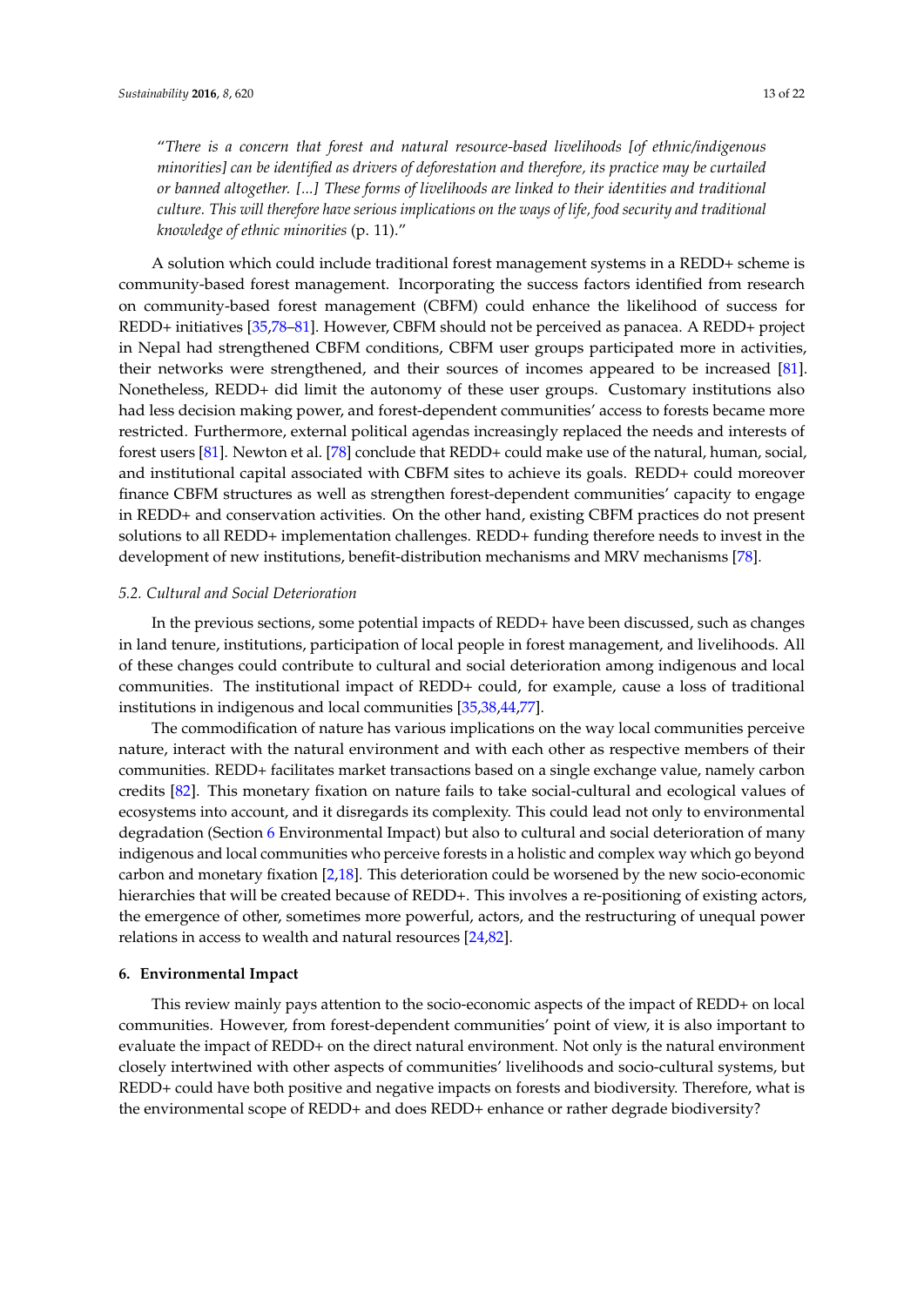"*There is a concern that forest and natural resource-based livelihoods [of ethnic/indigenous minorities] can be identified as drivers of deforestation and therefore, its practice may be curtailed or banned altogether. [...] These forms of livelihoods are linked to their identities and traditional culture. This will therefore have serious implications on the ways of life, food security and traditional knowledge of ethnic minorities* (p. 11)."

A solution which could include traditional forest management systems in a REDD+ scheme is community-based forest management. Incorporating the success factors identified from research on community-based forest management (CBFM) could enhance the likelihood of success for REDD+ initiatives [35,78–81]. However, CBFM should not be perceived as panacea. A REDD+ project in Nepal had strengthened CBFM conditions, CBFM user groups participated more in activities, their networks were strengthened, and their sources of incomes appeared to be increased [81]. Nonetheless, REDD+ did limit the autonomy of these user groups. Customary institutions also had less decision making power, and forest-dependent communities' access to forests became more restricted. Furthermore, external political agendas increasingly replaced the needs and interests of forest users [81]. Newton et al. [78] conclude that REDD+ could make use of the natural, human, social, and institutional capital associated with CBFM sites to achieve its goals. REDD+ could moreover finance CBFM structures as well as strengthen forest-dependent communities' capacity to engage in REDD+ and conservation activities. On the other hand, existing CBFM practices do not present solutions to all REDD+ implementation challenges. REDD+ funding therefore needs to invest in the development of new institutions, benefit-distribution mechanisms and MRV mechanisms [78].

### 5.2. Cultural and Social Deterioration

In the previous sections, some potential impacts of REDD+ have been discussed, such as changes in land tenure, institutions, participation of local people in forest management, and livelihoods. All of these changes could contribute to cultural and social deterioration among indigenous and local communities. The institutional impact of REDD+ could, for example, cause a loss of traditional institutions in indigenous and local communities [35,38,44,77].

The commodification of nature has various implications on the way local communities perceive nature, interact with the natural environment and with each other as respective members of their communities. REDD+ facilitates market transactions based on a single exchange value, namely carbon credits [82]. This monetary fixation on nature fails to take social-cultural and ecological values of ecosystems into account, and it disregards its complexity. This could lead not only to environmental degradation (Section 6 Environmental Impact) but also to cultural and social deterioration of many indigenous and local communities who perceive forests in a holistic and complex way which go beyond carbon and monetary fixation [2,18]. This deterioration could be worsened by the new socio-economic hierarchies that will be created because of REDD+. This involves a re-positioning of existing actors, the emergence of other, sometimes more powerful, actors, and the restructuring of unequal power relations in access to wealth and natural resources [24,82].

## 6. Environmental Impact

This review mainly pays attention to the socio-economic aspects of the impact of REDD+ on local communities. However, from forest-dependent communities' point of view, it is also important to evaluate the impact of REDD+ on the direct natural environment. Not only is the natural environment closely intertwined with other aspects of communities' livelihoods and socio-cultural systems, but REDD+ could have both positive and negative impacts on forests and biodiversity. Therefore, what is the environmental scope of REDD+ and does REDD+ enhance or rather degrade biodiversity?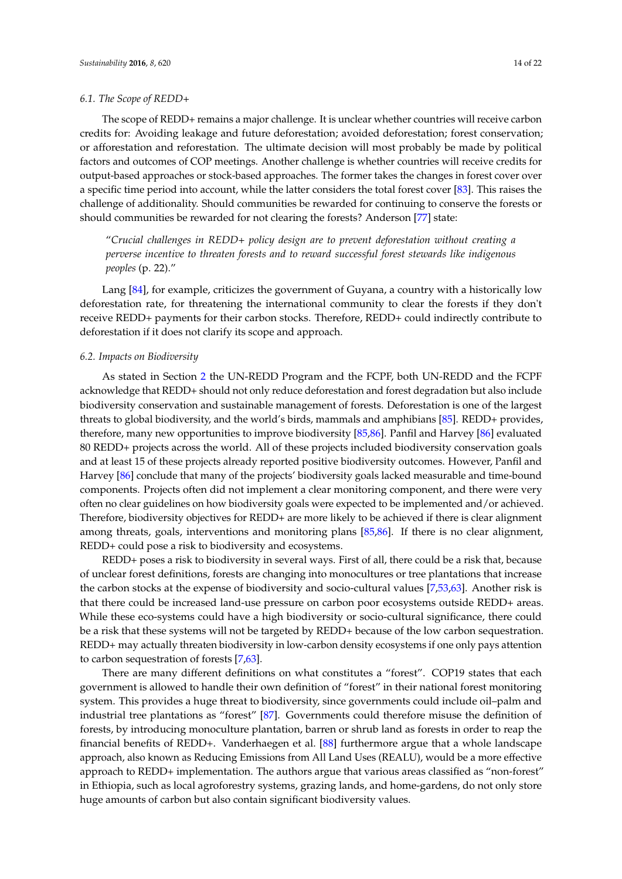### 6.1. The Scope of REDD+

The scope of REDD+ remains a major challenge. It is unclear whether countries will receive carbon credits for: Avoiding leakage and future deforestation; avoided deforestation; forest conservation; or afforestation and reforestation. The ultimate decision will most probably be made by political factors and outcomes of COP meetings. Another challenge is whether countries will receive credits for output-based approaches or stock-based approaches. The former takes the changes in forest cover over a specific time period into account, while the latter considers the total forest cover [83]. This raises the challenge of additionality. Should communities be rewarded for continuing to conserve the forests or should communities be rewarded for not clearing the forests? Anderson [77] state:

> "*Crucial challenges in REDD+ policy design are to prevent deforestation without creating a perverse incentive to threaten forests and to reward successful forest stewards like indigenous peoples* (p. 22)."

Lang [84], for example, criticizes the government of Guyana, a country with a historically low deforestation rate, for threatening the international community to clear the forests if they don't receive REDD+ payments for their carbon stocks. Therefore, REDD+ could indirectly contribute to deforestation if it does not clarify its scope and approach.

### 6.2. Impacts on Biodiversity

As stated in Section 2 the UN-REDD Program and the FCPF, both UN-REDD and the FCPF acknowledge that REDD+ should not only reduce deforestation and forest degradation but also include biodiversity conservation and sustainable management of forests. Deforestation is one of the largest threats to global biodiversity, and the world's birds, mammals and amphibians [85]. REDD+ provides, therefore, many new opportunities to improve biodiversity [85,86]. Panfil and Harvey [86] evaluated 80 REDD+ projects across the world. All of these projects included biodiversity conservation goals and at least 15 of these projects already reported positive biodiversity outcomes. However, Panfil and Harvey [86] conclude that many of the projects' biodiversity goals lacked measurable and time-bound components. Projects often did not implement a clear monitoring component, and there were very often no clear guidelines on how biodiversity goals were expected to be implemented and/or achieved. Therefore, biodiversity objectives for REDD+ are more likely to be achieved if there is clear alignment among threats, goals, interventions and monitoring plans [85,86]. If there is no clear alignment, REDD+ could pose a risk to biodiversity and ecosystems.

REDD+ poses a risk to biodiversity in several ways. First of all, there could be a risk that, because of unclear forest definitions, forests are changing into monocultures or tree plantations that increase the carbon stocks at the expense of biodiversity and socio-cultural values [7,53,63]. Another risk is that there could be increased land-use pressure on carbon poor ecosystems outside REDD+ areas. While these eco-systems could have a high biodiversity or socio-cultural significance, there could be a risk that these systems will not be targeted by REDD+ because of the low carbon sequestration. REDD+ may actually threaten biodiversity in low-carbon density ecosystems if one only pays attention to carbon sequestration of forests [7,63].

There are many different definitions on what constitutes a "forest". COP19 states that each government is allowed to handle their own definition of "forest" in their national forest monitoring system. This provides a huge threat to biodiversity, since governments could include oil–palm and industrial tree plantations as "forest" [87]. Governments could therefore misuse the definition of forests, by introducing monoculture plantation, barren or shrub land as forests in order to reap the financial benefits of REDD+. Vanderhaegen et al. [88] furthermore argue that a whole landscape approach, also known as Reducing Emissions from All Land Uses (REALU), would be a more effective approach to REDD+ implementation. The authors argue that various areas classified as "non-forest" in Ethiopia, such as local agroforestry systems, grazing lands, and home-gardens, do not only store huge amounts of carbon but also contain significant biodiversity values.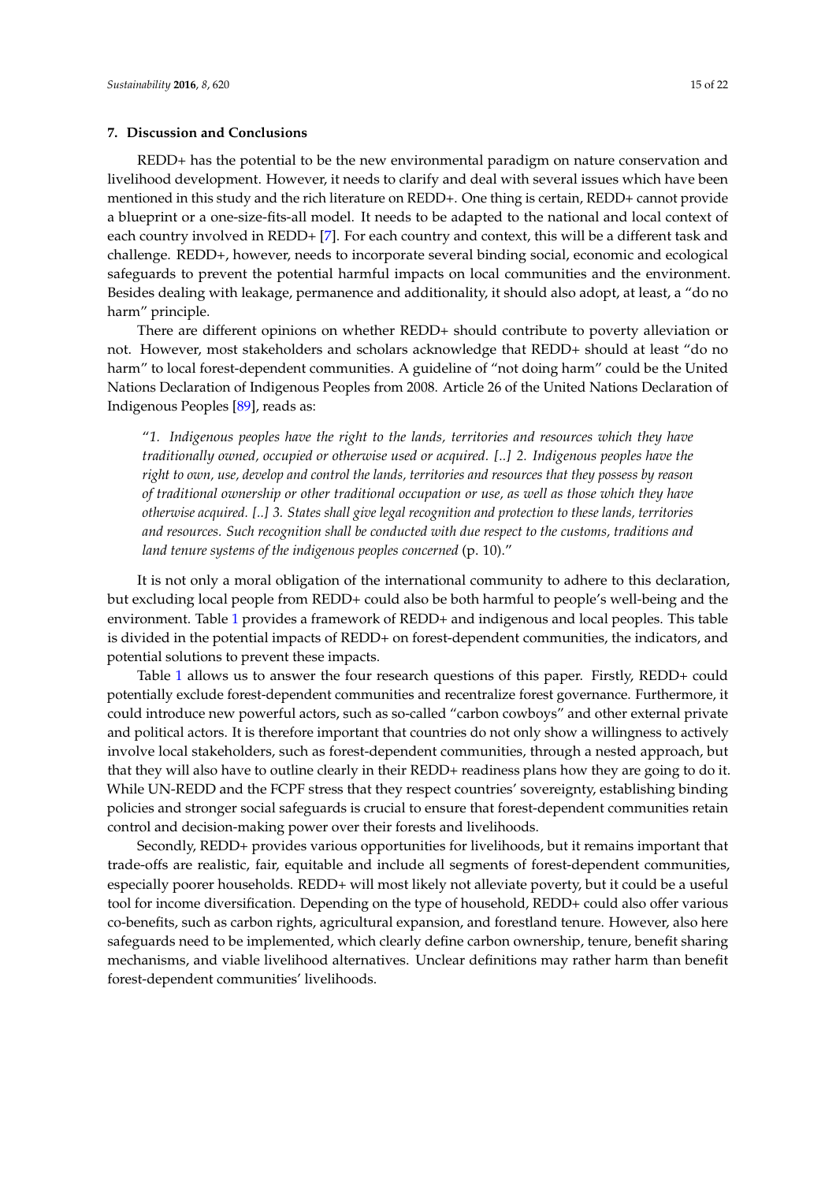## 7. Discussion and Conclusions

REDD+ has the potential to be the new environmental paradigm on nature conservation and livelihood development. However, it needs to clarify and deal with several issues which have been mentioned in this study and the rich literature on REDD+. One thing is certain, REDD+ cannot provide a blueprint or a one-size-fits-all model. It needs to be adapted to the national and local context of each country involved in REDD+ [7]. For each country and context, this will be a different task and challenge. REDD+, however, needs to incorporate several binding social, economic and ecological safeguards to prevent the potential harmful impacts on local communities and the environment. Besides dealing with leakage, permanence and additionality, it should also adopt, at least, a "do no harm" principle.

There are different opinions on whether REDD+ should contribute to poverty alleviation or not. However, most stakeholders and scholars acknowledge that REDD+ should at least "do no harm" to local forest-dependent communities. A guideline of "not doing harm" could be the United Nations Declaration of Indigenous Peoples from 2008. Article 26 of the United Nations Declaration of Indigenous Peoples [89], reads as:

> "*1. Indigenous peoples have the right to the lands, territories and resources which they have traditionally owned, occupied or otherwise used or acquired. [..] 2. Indigenous peoples have the right to own, use, develop and control the lands, territories and resources that they possess by reason of traditional ownership or other traditional occupation or use, as well as those which they have otherwise acquired. [..] 3. States shall give legal recognition and protection to these lands, territories and resources. Such recognition shall be conducted with due respect to the customs, traditions and land tenure systems of the indigenous peoples concerned* (p. 10)."

It is not only a moral obligation of the international community to adhere to this declaration, but excluding local people from REDD+ could also be both harmful to people's well-being and the environment. Table 1 provides a framework of REDD+ and indigenous and local peoples. This table is divided in the potential impacts of REDD+ on forest-dependent communities, the indicators, and potential solutions to prevent these impacts.

Table 1 allows us to answer the four research questions of this paper. Firstly, REDD+ could potentially exclude forest-dependent communities and recentralize forest governance. Furthermore, it could introduce new powerful actors, such as so-called "carbon cowboys" and other external private and political actors. It is therefore important that countries do not only show a willingness to actively involve local stakeholders, such as forest-dependent communities, through a nested approach, but that they will also have to outline clearly in their REDD+ readiness plans how they are going to do it. While UN-REDD and the FCPF stress that they respect countries' sovereignty, establishing binding policies and stronger social safeguards is crucial to ensure that forest-dependent communities retain control and decision-making power over their forests and livelihoods.

Secondly, REDD+ provides various opportunities for livelihoods, but it remains important that trade-offs are realistic, fair, equitable and include all segments of forest-dependent communities, especially poorer households. REDD+ will most likely not alleviate poverty, but it could be a useful tool for income diversification. Depending on the type of household, REDD+ could also offer various co-benefits, such as carbon rights, agricultural expansion, and forestland tenure. However, also here safeguards need to be implemented, which clearly define carbon ownership, tenure, benefit sharing mechanisms, and viable livelihood alternatives. Unclear definitions may rather harm than benefit forest-dependent communities' livelihoods.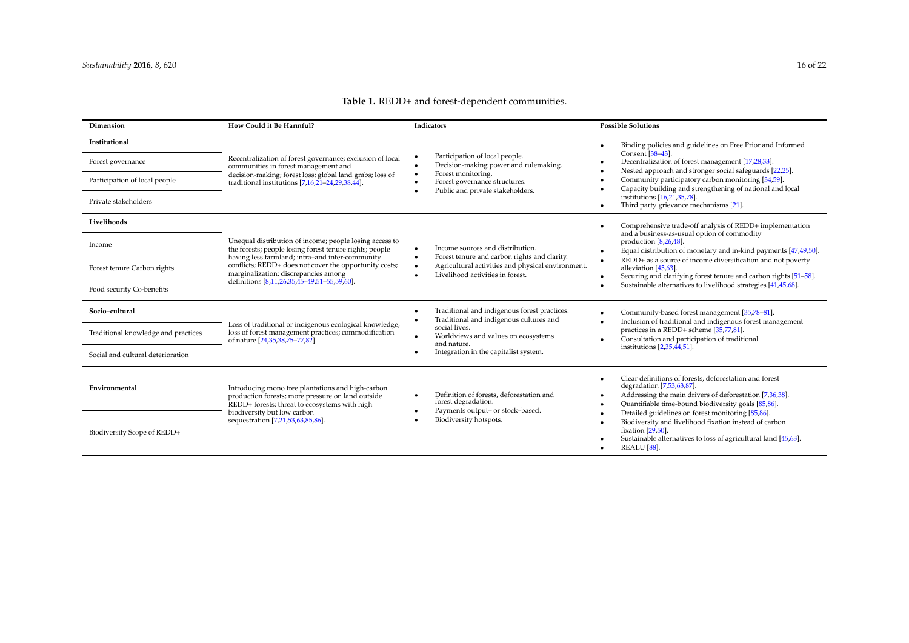**Table 1.** REDD+ and forest-dependent communities.

| Dimension | How Could it Be Harmful? | Indicators | Possible Solutions |
|---|---|---|---|
| **Institutional** | Recentralization of forest governance; exclusion of local communities in forest management and decision-making; forest loss; global land grabs; loss of traditional institutions [7,16,21–24,29,38,44]. | • Participation of local people. • Decision-making power and rulemaking. • Forest monitoring. • Forest governance structures. • Public and private stakeholders. | • Binding policies and guidelines on Free Prior and Informed Consent [38–43]. • Decentralization of forest management [17,28,33]. • Nested approach and stronger social safeguards [22,25]. • Community participatory carbon monitoring [34,59]. • Capacity building and strengthening of national and local institutions [16,21,35,78]. • Third party grievance mechanisms [21]. |
| Forest governance | | | |
| Participation of local people | | | |
| Private stakeholders | | | |
| **Livelihoods** | Unequal distribution of income; people losing access to the forests; people losing forest tenure rights; people having less farmland; intra–and inter-community conflicts; REDD+ does not cover the opportunity costs; marginalization; discrepancies among definitions [8,11,26,35,45–49,51–55,59,60]. | • Income sources and distribution. • Forest tenure and carbon rights and clarity. • Agricultural activities and physical environment. • Livelihood activities in forest. | • Comprehensive trade-off analysis of REDD+ implementation and a business-as-usual option of commodity production [8,26,48]. • Equal distribution of monetary and in-kind payments [47,49,50]. • REDD+ as a source of income diversification and not poverty alleviation [45,63]. • Securing and clarifying forest tenure and carbon rights [51–58]. • Sustainable alternatives to livelihood strategies [41,45,68]. |
| Income | | | |
| Forest tenure Carbon rights | | | |
| Food security Co-benefits | | | |
| **Socio–cultural** | Loss of traditional or indigenous ecological knowledge; loss of forest management practices; commodification of nature [24,35,38,75–77,82]. | • Traditional and indigenous forest practices. • Traditional and indigenous cultures and social lives. • Worldviews and values on ecosystems and nature. • Integration in the capitalist system. | • Community-based forest management [35,78–81]. • Inclusion of traditional and indigenous forest management practices in a REDD+ scheme [35,77,81]. • Consultation and participation of traditional institutions [2,35,44,51]. |
| Traditional knowledge and practices | | | |
| Social and cultural deterioration | | | |
| **Environmental** | Introducing mono tree plantations and high-carbon production forests; more pressure on land outside REDD+ forests; threat to ecosystems with high biodiversity but low carbon sequestration [7,21,53,63,85,86]. | • Definition of forests, deforestation and forest degradation. • Payments output– or stock–based. • Biodiversity hotspots. | • Clear definitions of forests, deforestation and forest degradation [7,53,63,87]. • Addressing the main drivers of deforestation [7,36,38]. • Quantifiable time-bound biodiversity goals [85,86]. • Detailed guidelines on forest monitoring [85,86]. • Biodiversity and livelihood fixation instead of carbon fixation [29,50]. • Sustainable alternatives to loss of agricultural land [45,63]. • REALU [88]. |
| Biodiversity Scope of REDD+ | | | |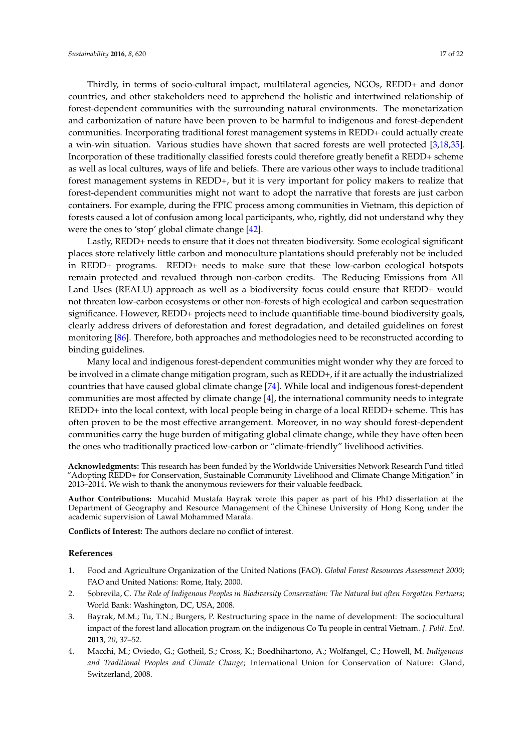Thirdly, in terms of socio-cultural impact, multilateral agencies, NGOs, REDD+ and donor countries, and other stakeholders need to apprehend the holistic and intertwined relationship of forest-dependent communities with the surrounding natural environments. The monetarization and carbonization of nature have been proven to be harmful to indigenous and forest-dependent communities. Incorporating traditional forest management systems in REDD+ could actually create a win-win situation. Various studies have shown that sacred forests are well protected [3,18,35]. Incorporation of these traditionally classified forests could therefore greatly benefit a REDD+ scheme as well as local cultures, ways of life and beliefs. There are various other ways to include traditional forest management systems in REDD+, but it is very important for policy makers to realize that forest-dependent communities might not want to adopt the narrative that forests are just carbon containers. For example, during the FPIC process among communities in Vietnam, this depiction of forests caused a lot of confusion among local participants, who, rightly, did not understand why they were the ones to 'stop' global climate change [42].

Lastly, REDD+ needs to ensure that it does not threaten biodiversity. Some ecological significant places store relatively little carbon and monoculture plantations should preferably not be included in REDD+ programs. REDD+ needs to make sure that these low-carbon ecological hotspots remain protected and revalued through non-carbon credits. The Reducing Emissions from All Land Uses (REALU) approach as well as a biodiversity focus could ensure that REDD+ would not threaten low-carbon ecosystems or other non-forests of high ecological and carbon sequestration significance. However, REDD+ projects need to include quantifiable time-bound biodiversity goals, clearly address drivers of deforestation and forest degradation, and detailed guidelines on forest monitoring [86]. Therefore, both approaches and methodologies need to be reconstructed according to binding guidelines.

Many local and indigenous forest-dependent communities might wonder why they are forced to be involved in a climate change mitigation program, such as REDD+, if it are actually the industrialized countries that have caused global climate change [74]. While local and indigenous forest-dependent communities are most affected by climate change [4], the international community needs to integrate REDD+ into the local context, with local people being in charge of a local REDD+ scheme. This has often proven to be the most effective arrangement. Moreover, in no way should forest-dependent communities carry the huge burden of mitigating global climate change, while they have often been the ones who traditionally practiced low-carbon or "climate-friendly" livelihood activities.

**Acknowledgments:** This research has been funded by the Worldwide Universities Network Research Fund titled "Adopting REDD+ for Conservation, Sustainable Community Livelihood and Climate Change Mitigation" in 2013–2014. We wish to thank the anonymous reviewers for their valuable feedback.

**Author Contributions:** Mucahid Mustafa Bayrak wrote this paper as part of his PhD dissertation at the Department of Geography and Resource Management of the Chinese University of Hong Kong under the academic supervision of Lawal Mohammed Marafa.

**Conflicts of Interest:** The authors declare no conflict of interest.

## References

1. Food and Agriculture Organization of the United Nations (FAO). *Global Forest Resources Assessment 2000*; FAO and United Nations: Rome, Italy, 2000.
2. Sobrevila, C. *The Role of Indigenous Peoples in Biodiversity Conservation: The Natural but often Forgotten Partners*; World Bank: Washington, DC, USA, 2008.
3. Bayrak, M.M.; Tu, T.N.; Burgers, P. Restructuring space in the name of development: The sociocultural impact of the forest land allocation program on the indigenous Co Tu people in central Vietnam. *J. Polit. Ecol.* **2013**, *20*, 37–52.
4. Macchi, M.; Oviedo, G.; Gotheil, S.; Cross, K.; Boedhihartono, A.; Wolfangel, C.; Howell, M. *Indigenous and Traditional Peoples and Climate Change*; International Union for Conservation of Nature: Gland, Switzerland, 2008.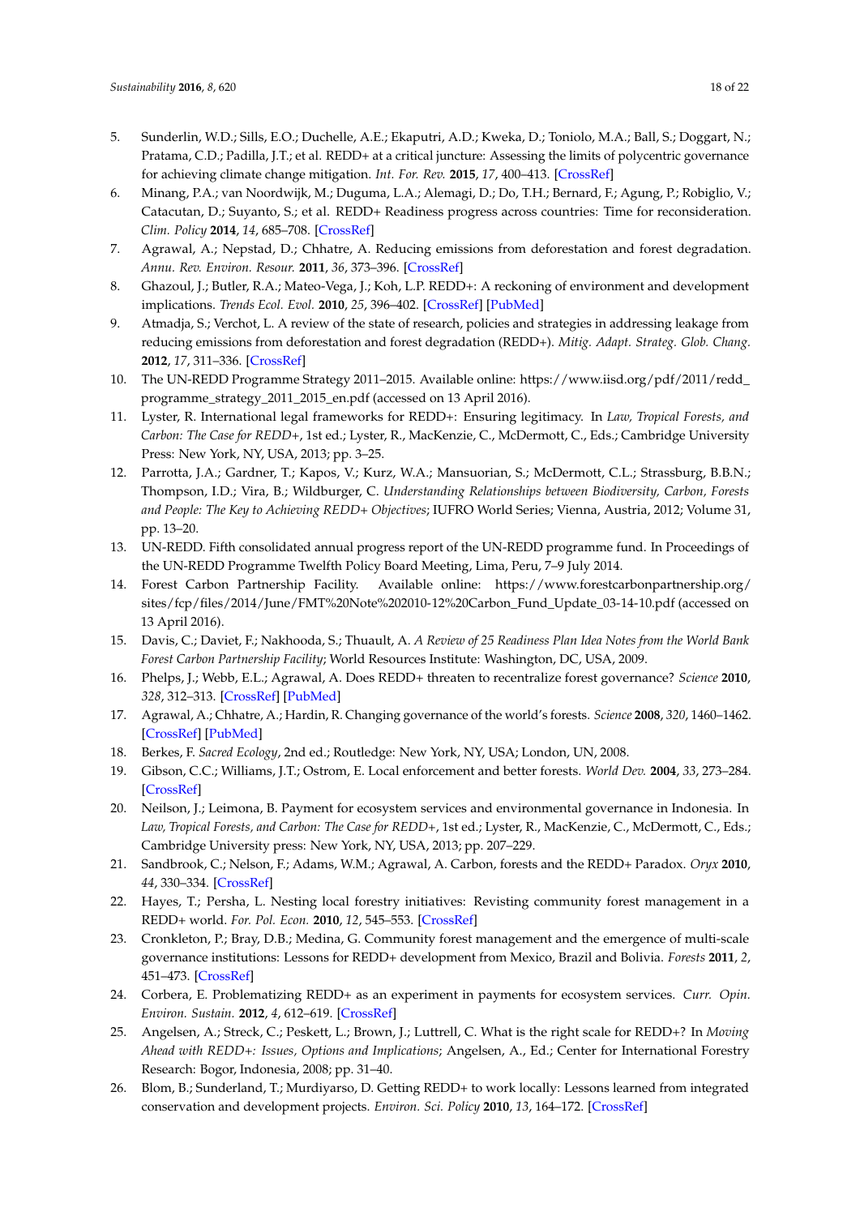5. Sunderlin, W.D.; Sills, E.O.; Duchelle, A.E.; Ekaputri, A.D.; Kweka, D.; Toniolo, M.A.; Ball, S.; Doggart, N.; Pratama, C.D.; Padilla, J.T.; et al. REDD+ at a critical juncture: Assessing the limits of polycentric governance for achieving climate change mitigation. *Int. For. Rev.* **2015**, *17*, 400–413. [CrossRef]
6. Minang, P.A.; van Noordwijk, M.; Duguma, L.A.; Alemagi, D.; Do, T.H.; Bernard, F.; Agung, P.; Robiglio, V.; Catacutan, D.; Suyanto, S.; et al. REDD+ Readiness progress across countries: Time for reconsideration. *Clim. Policy* **2014**, *14*, 685–708. [CrossRef]
7. Agrawal, A.; Nepstad, D.; Chhatre, A. Reducing emissions from deforestation and forest degradation. *Annu. Rev. Environ. Resour.* **2011**, *36*, 373–396. [CrossRef]
8. Ghazoul, J.; Butler, R.A.; Mateo-Vega, J.; Koh, L.P. REDD+: A reckoning of environment and development implications. *Trends Ecol. Evol.* **2010**, *25*, 396–402. [CrossRef] [PubMed]
9. Atmadja, S.; Verchot, L. A review of the state of research, policies and strategies in addressing leakage from reducing emissions from deforestation and forest degradation (REDD+). *Mitig. Adapt. Strateg. Glob. Chang.* **2012**, *17*, 311–336. [CrossRef]
10. The UN-REDD Programme Strategy 2011–2015. Available online: https://www.iisd.org/pdf/2011/redd_programme_strategy_2011_2015_en.pdf (accessed on 13 April 2016).
11. Lyster, R. International legal frameworks for REDD+: Ensuring legitimacy. In *Law, Tropical Forests, and Carbon: The Case for REDD+*, 1st ed.; Lyster, R., MacKenzie, C., McDermott, C., Eds.; Cambridge University Press: New York, NY, USA, 2013; pp. 3–25.
12. Parrotta, J.A.; Gardner, T.; Kapos, V.; Kurz, W.A.; Mansuorian, S.; McDermott, C.L.; Strassburg, B.B.N.; Thompson, I.D.; Vira, B.; Wildburger, C. *Understanding Relationships between Biodiversity, Carbon, Forests and People: The Key to Achieving REDD+ Objectives*; IUFRO World Series; Vienna, Austria, 2012; Volume 31, pp. 13–20.
13. UN-REDD. Fifth consolidated annual progress report of the UN-REDD programme fund. In Proceedings of the UN-REDD Programme Twelfth Policy Board Meeting, Lima, Peru, 7–9 July 2014.
14. Forest Carbon Partnership Facility. Available online: https://www.forestcarbonpartnership.org/sites/fcp/files/2014/June/FMT%20Note%202010-12%20Carbon_Fund_Update_03-14-10.pdf (accessed on 13 April 2016).
15. Davis, C.; Daviet, F.; Nakhooda, S.; Thuault, A. *A Review of 25 Readiness Plan Idea Notes from the World Bank Forest Carbon Partnership Facility*; World Resources Institute: Washington, DC, USA, 2009.
16. Phelps, J.; Webb, E.L.; Agrawal, A. Does REDD+ threaten to recentralize forest governance? *Science* **2010**, *328*, 312–313. [CrossRef] [PubMed]
17. Agrawal, A.; Chhatre, A.; Hardin, R. Changing governance of the world's forests. *Science* **2008**, *320*, 1460–1462. [CrossRef] [PubMed]
18. Berkes, F. *Sacred Ecology*, 2nd ed.; Routledge: New York, NY, USA; London, UN, 2008.
19. Gibson, C.C.; Williams, J.T.; Ostrom, E. Local enforcement and better forests. *World Dev.* **2004**, *33*, 273–284. [CrossRef]
20. Neilson, J.; Leimona, B. Payment for ecosystem services and environmental governance in Indonesia. In *Law, Tropical Forests, and Carbon: The Case for REDD+*, 1st ed.; Lyster, R., MacKenzie, C., McDermott, C., Eds.; Cambridge University press: New York, NY, USA, 2013; pp. 207–229.
21. Sandbrook, C.; Nelson, F.; Adams, W.M.; Agrawal, A. Carbon, forests and the REDD+ Paradox. *Oryx* **2010**, *44*, 330–334. [CrossRef]
22. Hayes, T.; Persha, L. Nesting local forestry initiatives: Revisting community forest management in a REDD+ world. *For. Pol. Econ.* **2010**, *12*, 545–553. [CrossRef]
23. Cronkleton, P.; Bray, D.B.; Medina, G. Community forest management and the emergence of multi-scale governance institutions: Lessons for REDD+ development from Mexico, Brazil and Bolivia. *Forests* **2011**, *2*, 451–473. [CrossRef]
24. Corbera, E. Problematizing REDD+ as an experiment in payments for ecosystem services. *Curr. Opin. Environ. Sustain.* **2012**, *4*, 612–619. [CrossRef]
25. Angelsen, A.; Streck, C.; Peskett, L.; Brown, J.; Luttrell, C. What is the right scale for REDD+? In *Moving Ahead with REDD+: Issues, Options and Implications*; Angelsen, A., Ed.; Center for International Forestry Research: Bogor, Indonesia, 2008; pp. 31–40.
26. Blom, B.; Sunderland, T.; Murdiyarso, D. Getting REDD+ to work locally: Lessons learned from integrated conservation and development projects. *Environ. Sci. Policy* **2010**, *13*, 164–172. [CrossRef]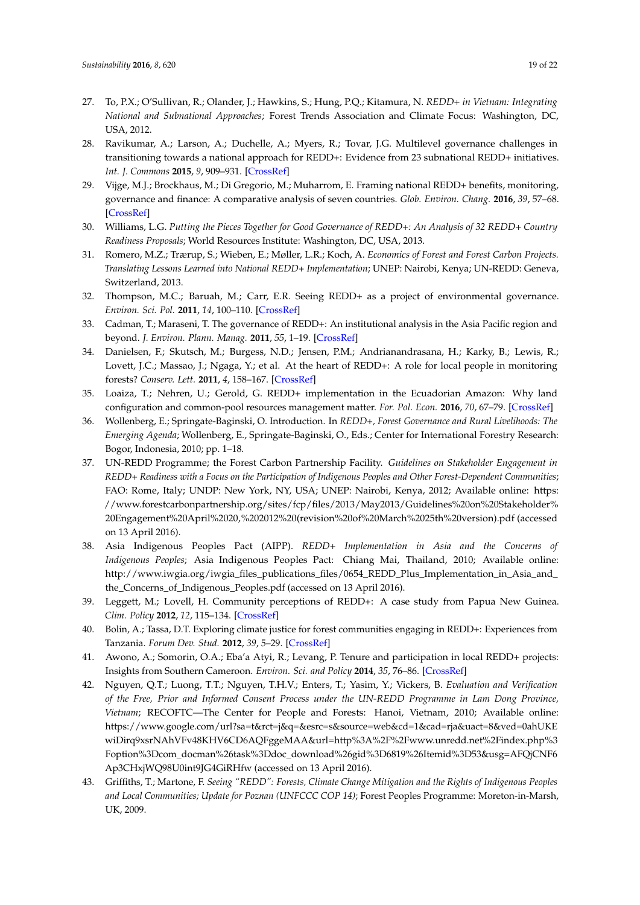27. To, P.X.; O'Sullivan, R.; Olander, J.; Hawkins, S.; Hung, P.Q.; Kitamura, N. *REDD+ in Vietnam: Integrating National and Subnational Approaches*; Forest Trends Association and Climate Focus: Washington, DC, USA, 2012.
28. Ravikumar, A.; Larson, A.; Duchelle, A.; Myers, R.; Tovar, J.G. Multilevel governance challenges in transitioning towards a national approach for REDD+: Evidence from 23 subnational REDD+ initiatives. *Int. J. Commons* **2015**, *9*, 909–931. [CrossRef]
29. Vijge, M.J.; Brockhaus, M.; Di Gregorio, M.; Muharrom, E. Framing national REDD+ benefits, monitoring, governance and finance: A comparative analysis of seven countries. *Glob. Environ. Chang.* **2016**, *39*, 57–68. [CrossRef]
30. Williams, L.G. *Putting the Pieces Together for Good Governance of REDD+: An Analysis of 32 REDD+ Country Readiness Proposals*; World Resources Institute: Washington, DC, USA, 2013.
31. Romero, M.Z.; Trærup, S.; Wieben, E.; Møller, L.R.; Koch, A. *Economics of Forest and Forest Carbon Projects. Translating Lessons Learned into National REDD+ Implementation*; UNEP: Nairobi, Kenya; UN-REDD: Geneva, Switzerland, 2013.
32. Thompson, M.C.; Baruah, M.; Carr, E.R. Seeing REDD+ as a project of environmental governance. *Environ. Sci. Pol.* **2011**, *14*, 100–110. [CrossRef]
33. Cadman, T.; Maraseni, T. The governance of REDD+: An institutional analysis in the Asia Pacific region and beyond. *J. Environ. Plann. Manag.* **2011**, *55*, 1–19. [CrossRef]
34. Danielsen, F.; Skutsch, M.; Burgess, N.D.; Jensen, P.M.; Andrianandrasana, H.; Karky, B.; Lewis, R.; Lovett, J.C.; Massao, J.; Ngaga, Y.; et al. At the heart of REDD+: A role for local people in monitoring forests? *Conserv. Lett.* **2011**, *4*, 158–167. [CrossRef]
35. Loaiza, T.; Nehren, U.; Gerold, G. REDD+ implementation in the Ecuadorian Amazon: Why land configuration and common-pool resources management matter. *For. Pol. Econ.* **2016**, *70*, 67–79. [CrossRef]
36. Wollenberg, E.; Springate-Baginski, O. Introduction. In *REDD+, Forest Governance and Rural Livelihoods: The Emerging Agenda*; Wollenberg, E., Springate-Baginski, O., Eds.; Center for International Forestry Research: Bogor, Indonesia, 2010; pp. 1–18.
37. UN-REDD Programme; the Forest Carbon Partnership Facility. *Guidelines on Stakeholder Engagement in REDD+ Readiness with a Focus on the Participation of Indigenous Peoples and Other Forest-Dependent Communities*; FAO: Rome, Italy; UNDP: New York, NY, USA; UNEP: Nairobi, Kenya, 2012; Available online: https://www.forestcarbonpartnership.org/sites/fcp/files/2013/May2013/Guidelines%20on%20Stakeholder%20Engagement%20April%20,%202012%20(revision%20of%20March%2025th%20version).pdf (accessed on 13 April 2016).
38. Asia Indigenous Peoples Pact (AIPP). *REDD+ Implementation in Asia and the Concerns of Indigenous Peoples*; Asia Indigenous Peoples Pact: Chiang Mai, Thailand, 2010; Available online: http://www.iwgia.org/iwgia_files_publications_files/0654_REDD_Plus_Implementation_in_Asia_and_the_Concerns_of_Indigenous_Peoples.pdf (accessed on 13 April 2016).
39. Leggett, M.; Lovell, H. Community perceptions of REDD+: A case study from Papua New Guinea. *Clim. Policy* **2012**, *12*, 115–134. [CrossRef]
40. Bolin, A.; Tassa, D.T. Exploring climate justice for forest communities engaging in REDD+: Experiences from Tanzania. *Forum Dev. Stud.* **2012**, *39*, 5–29. [CrossRef]
41. Awono, A.; Somorin, O.A.; Eba'a Atyi, R.; Levang, P. Tenure and participation in local REDD+ projects: Insights from Southern Cameroon. *Environ. Sci. and Policy* **2014**, *35*, 76–86. [CrossRef]
42. Nguyen, Q.T.; Luong, T.T.; Nguyen, T.H.V.; Enters, T.; Yasim, Y.; Vickers, B. *Evaluation and Verification of the Free, Prior and Informed Consent Process under the UN-REDD Programme in Lam Dong Province, Vietnam*; RECOFTC—The Center for People and Forests: Hanoi, Vietnam, 2010; Available online: https://www.google.com/url?sa=t&rct=j&q=&esrc=s&source=web&cd=1&cad=rja&uact=8&ved=0ahUKEwiDirq9xsrNAhVFv48KHV6CD6AQFggeMAA&url=http%3A%2F%2Fwww.unredd.net%2Findex.php%3Foption%3Dcom_docman%26task%3Ddoc_download%26gid%3D6819%26Itemid%3D53&usg=AFQjCNF6Ap3CHxjWQ98U0int9JG4GiRHfw (accessed on 13 April 2016).
43. Griffiths, T.; Martone, F. *Seeing "REDD": Forests, Climate Change Mitigation and the Rights of Indigenous Peoples and Local Communities; Update for Poznan (UNFCCC COP 14)*; Forest Peoples Programme: Moreton-in-Marsh, UK, 2009.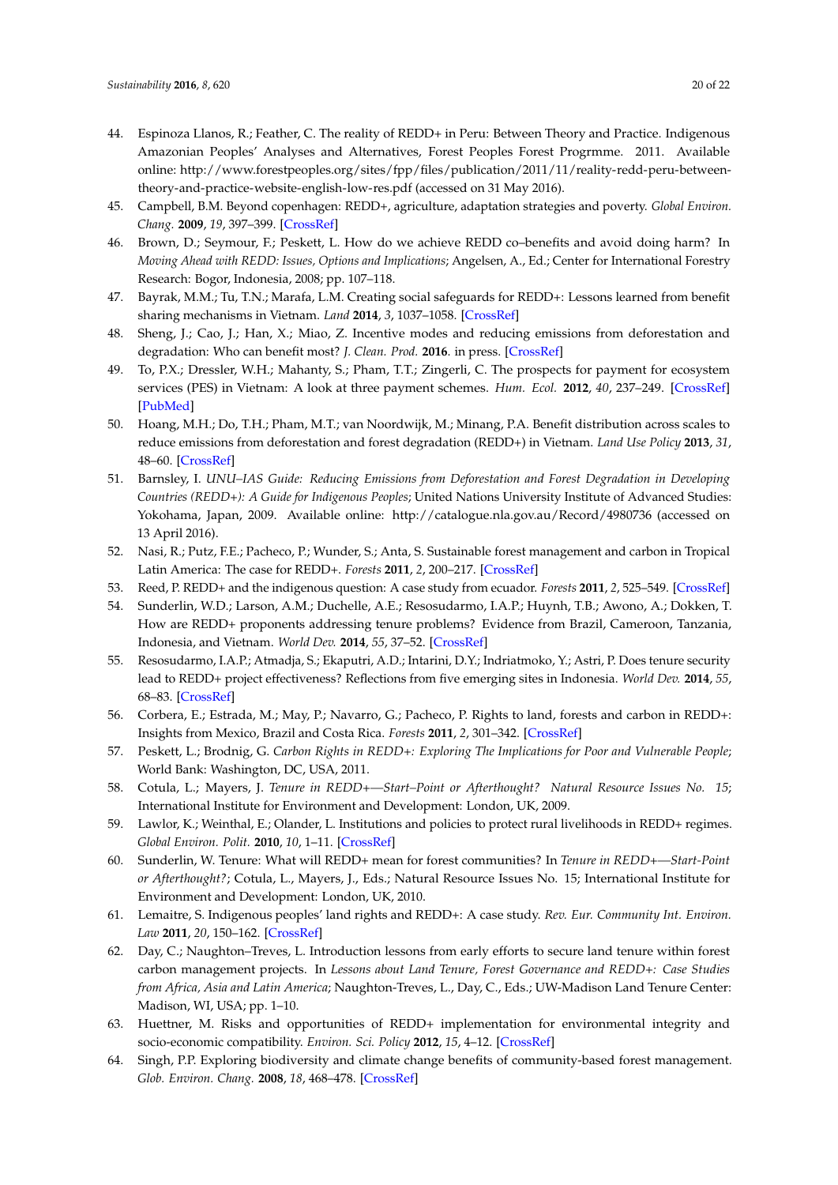44. Espinoza Llanos, R.; Feather, C. The reality of REDD+ in Peru: Between Theory and Practice. Indigenous Amazonian Peoples' Analyses and Alternatives, Forest Peoples Forest Progrmme. 2011. Available online: http://www.forestpeoples.org/sites/fpp/files/publication/2011/11/reality-redd-peru-between-theory-and-practice-website-english-low-res.pdf (accessed on 31 May 2016).
45. Campbell, B.M. Beyond copenhagen: REDD+, agriculture, adaptation strategies and poverty. *Global Environ. Chang.* **2009**, *19*, 397–399. [CrossRef]
46. Brown, D.; Seymour, F.; Peskett, L. How do we achieve REDD co–benefits and avoid doing harm? In *Moving Ahead with REDD: Issues, Options and Implications*; Angelsen, A., Ed.; Center for International Forestry Research: Bogor, Indonesia, 2008; pp. 107–118.
47. Bayrak, M.M.; Tu, T.N.; Marafa, L.M. Creating social safeguards for REDD+: Lessons learned from benefit sharing mechanisms in Vietnam. *Land* **2014**, *3*, 1037–1058. [CrossRef]
48. Sheng, J.; Cao, J.; Han, X.; Miao, Z. Incentive modes and reducing emissions from deforestation and degradation: Who can benefit most? *J. Clean. Prod.* **2016**. in press. [CrossRef]
49. To, P.X.; Dressler, W.H.; Mahanty, S.; Pham, T.T.; Zingerli, C. The prospects for payment for ecosystem services (PES) in Vietnam: A look at three payment schemes. *Hum. Ecol.* **2012**, *40*, 237–249. [CrossRef] [PubMed]
50. Hoang, M.H.; Do, T.H.; Pham, M.T.; van Noordwijk, M.; Minang, P.A. Benefit distribution across scales to reduce emissions from deforestation and forest degradation (REDD+) in Vietnam. *Land Use Policy* **2013**, *31*, 48–60. [CrossRef]
51. Barnsley, I. *UNU–IAS Guide: Reducing Emissions from Deforestation and Forest Degradation in Developing Countries (REDD+): A Guide for Indigenous Peoples*; United Nations University Institute of Advanced Studies: Yokohama, Japan, 2009. Available online: http://catalogue.nla.gov.au/Record/4980736 (accessed on 13 April 2016).
52. Nasi, R.; Putz, F.E.; Pacheco, P.; Wunder, S.; Anta, S. Sustainable forest management and carbon in Tropical Latin America: The case for REDD+. *Forests* **2011**, *2*, 200–217. [CrossRef]
53. Reed, P. REDD+ and the indigenous question: A case study from ecuador. *Forests* **2011**, *2*, 525–549. [CrossRef]
54. Sunderlin, W.D.; Larson, A.M.; Duchelle, A.E.; Resosudarmo, I.A.P.; Huynh, T.B.; Awono, A.; Dokken, T. How are REDD+ proponents addressing tenure problems? Evidence from Brazil, Cameroon, Tanzania, Indonesia, and Vietnam. *World Dev.* **2014**, *55*, 37–52. [CrossRef]
55. Resosudarmo, I.A.P.; Atmadja, S.; Ekaputri, A.D.; Intarini, D.Y.; Indriatmoko, Y.; Astri, P. Does tenure security lead to REDD+ project effectiveness? Reflections from five emerging sites in Indonesia. *World Dev.* **2014**, *55*, 68–83. [CrossRef]
56. Corbera, E.; Estrada, M.; May, P.; Navarro, G.; Pacheco, P. Rights to land, forests and carbon in REDD+: Insights from Mexico, Brazil and Costa Rica. *Forests* **2011**, *2*, 301–342. [CrossRef]
57. Peskett, L.; Brodnig, G. *Carbon Rights in REDD+: Exploring The Implications for Poor and Vulnerable People*; World Bank: Washington, DC, USA, 2011.
58. Cotula, L.; Mayers, J. *Tenure in REDD+—Start–Point or Afterthought? Natural Resource Issues No. 15*; International Institute for Environment and Development: London, UK, 2009.
59. Lawlor, K.; Weinthal, E.; Olander, L. Institutions and policies to protect rural livelihoods in REDD+ regimes. *Global Environ. Polit.* **2010**, *10*, 1–11. [CrossRef]
60. Sunderlin, W. Tenure: What will REDD+ mean for forest communities? In *Tenure in REDD+—Start-Point or Afterthought?*; Cotula, L., Mayers, J., Eds.; Natural Resource Issues No. 15; International Institute for Environment and Development: London, UK, 2010.
61. Lemaitre, S. Indigenous peoples' land rights and REDD+: A case study. *Rev. Eur. Community Int. Environ. Law* **2011**, *20*, 150–162. [CrossRef]
62. Day, C.; Naughton–Treves, L. Introduction lessons from early efforts to secure land tenure within forest carbon management projects. In *Lessons about Land Tenure, Forest Governance and REDD+: Case Studies from Africa, Asia and Latin America*; Naughton-Treves, L., Day, C., Eds.; UW-Madison Land Tenure Center: Madison, WI, USA; pp. 1–10.
63. Huettner, M. Risks and opportunities of REDD+ implementation for environmental integrity and socio-economic compatibility. *Environ. Sci. Policy* **2012**, *15*, 4–12. [CrossRef]
64. Singh, P.P. Exploring biodiversity and climate change benefits of community-based forest management. *Glob. Environ. Chang.* **2008**, *18*, 468–478. [CrossRef]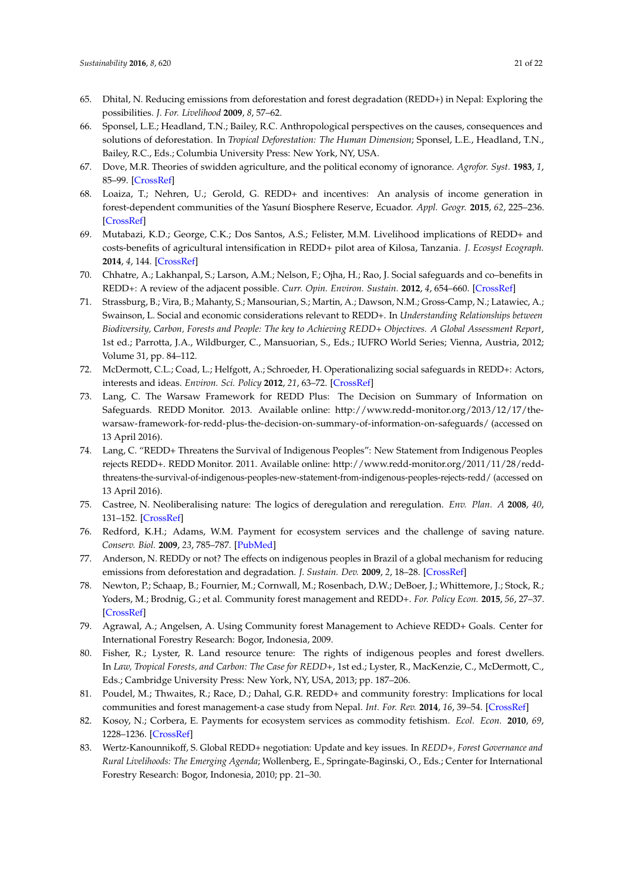65. Dhital, N. Reducing emissions from deforestation and forest degradation (REDD+) in Nepal: Exploring the possibilities. *J. For. Livelihood* **2009**, *8*, 57–62.
66. Sponsel, L.E.; Headland, T.N.; Bailey, R.C. Anthropological perspectives on the causes, consequences and solutions of deforestation. In *Tropical Deforestation: The Human Dimension*; Sponsel, L.E., Headland, T.N., Bailey, R.C., Eds.; Columbia University Press: New York, NY, USA.
67. Dove, M.R. Theories of swidden agriculture, and the political economy of ignorance. *Agrofor. Syst.* **1983**, *1*, 85–99. [CrossRef]
68. Loaiza, T.; Nehren, U.; Gerold, G. REDD+ and incentives: An analysis of income generation in forest-dependent communities of the Yasuní Biosphere Reserve, Ecuador. *Appl. Geogr.* **2015**, *62*, 225–236. [CrossRef]
69. Mutabazi, K.D.; George, C.K.; Dos Santos, A.S.; Felister, M.M. Livelihood implications of REDD+ and costs-benefits of agricultural intensification in REDD+ pilot area of Kilosa, Tanzania. *J. Ecosyst Ecograph.* **2014**, *4*, 144. [CrossRef]
70. Chhatre, A.; Lakhanpal, S.; Larson, A.M.; Nelson, F.; Ojha, H.; Rao, J. Social safeguards and co–benefits in REDD+: A review of the adjacent possible. *Curr. Opin. Environ. Sustain.* **2012**, *4*, 654–660. [CrossRef]
71. Strassburg, B.; Vira, B.; Mahanty, S.; Mansourian, S.; Martin, A.; Dawson, N.M.; Gross-Camp, N.; Latawiec, A.; Swainson, L. Social and economic considerations relevant to REDD+. In *Understanding Relationships between Biodiversity, Carbon, Forests and People: The key to Achieving REDD+ Objectives. A Global Assessment Report*, 1st ed.; Parrotta, J.A., Wildburger, C., Mansuorian, S., Eds.; IUFRO World Series; Vienna, Austria, 2012; Volume 31, pp. 84–112.
72. McDermott, C.L.; Coad, L.; Helfgott, A.; Schroeder, H. Operationalizing social safeguards in REDD+: Actors, interests and ideas. *Environ. Sci. Policy* **2012**, *21*, 63–72. [CrossRef]
73. Lang, C. The Warsaw Framework for REDD Plus: The Decision on Summary of Information on Safeguards. REDD Monitor. 2013. Available online: http://www.redd-monitor.org/2013/12/17/the-warsaw-framework-for-redd-plus-the-decision-on-summary-of-information-on-safeguards/ (accessed on 13 April 2016).
74. Lang, C. "REDD+ Threatens the Survival of Indigenous Peoples": New Statement from Indigenous Peoples rejects REDD+. REDD Monitor. 2011. Available online: http://www.redd-monitor.org/2011/11/28/redd-threatens-the-survival-of-indigenous-peoples-new-statement-from-indigenous-peoples-rejects-redd/ (accessed on 13 April 2016).
75. Castree, N. Neoliberalising nature: The logics of deregulation and reregulation. *Env. Plan. A* **2008**, *40*, 131–152. [CrossRef]
76. Redford, K.H.; Adams, W.M. Payment for ecosystem services and the challenge of saving nature. *Conserv. Biol.* **2009**, *23*, 785–787. [PubMed]
77. Anderson, N. REDDy or not? The effects on indigenous peoples in Brazil of a global mechanism for reducing emissions from deforestation and degradation. *J. Sustain. Dev.* **2009**, *2*, 18–28. [CrossRef]
78. Newton, P.; Schaap, B.; Fournier, M.; Cornwall, M.; Rosenbach, D.W.; DeBoer, J.; Whittemore, J.; Stock, R.; Yoders, M.; Brodnig, G.; et al. Community forest management and REDD+. *For. Policy Econ.* **2015**, *56*, 27–37. [CrossRef]
79. Agrawal, A.; Angelsen, A. Using Community forest Management to Achieve REDD+ Goals. Center for International Forestry Research: Bogor, Indonesia, 2009.
80. Fisher, R.; Lyster, R. Land resource tenure: The rights of indigenous peoples and forest dwellers. In *Law, Tropical Forests, and Carbon: The Case for REDD+*, 1st ed.; Lyster, R., MacKenzie, C., McDermott, C., Eds.; Cambridge University Press: New York, NY, USA, 2013; pp. 187–206.
81. Poudel, M.; Thwaites, R.; Race, D.; Dahal, G.R. REDD+ and community forestry: Implications for local communities and forest management-a case study from Nepal. *Int. For. Rev.* **2014**, *16*, 39–54. [CrossRef]
82. Kosoy, N.; Corbera, E. Payments for ecosystem services as commodity fetishism. *Ecol. Econ.* **2010**, *69*, 1228–1236. [CrossRef]
83. Wertz-Kanounnikoff, S. Global REDD+ negotiation: Update and key issues. In *REDD+, Forest Governance and Rural Livelihoods: The Emerging Agenda*; Wollenberg, E., Springate-Baginski, O., Eds.; Center for International Forestry Research: Bogor, Indonesia, 2010; pp. 21–30.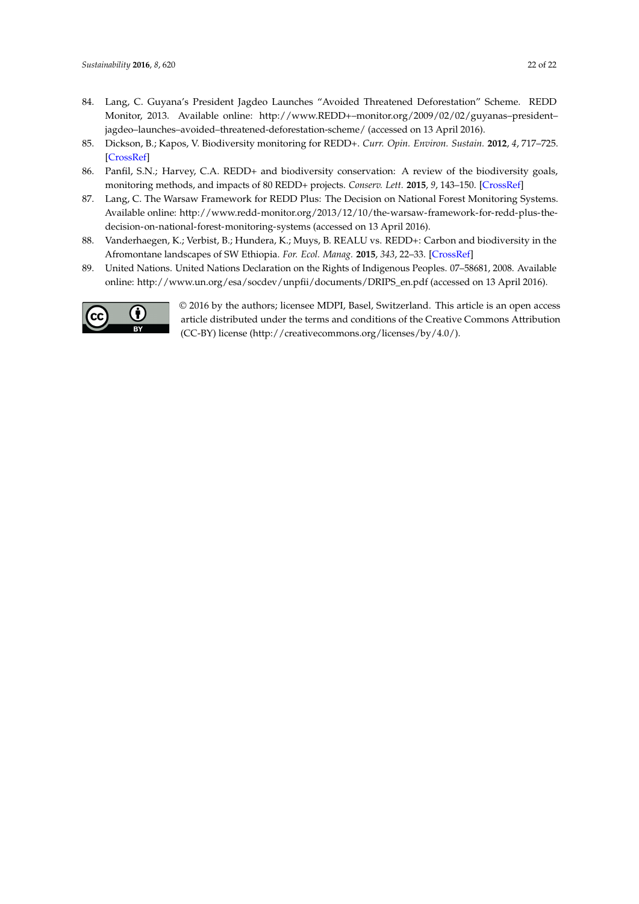84. Lang, C. Guyana's President Jagdeo Launches "Avoided Threatened Deforestation" Scheme. REDD Monitor, 2013. Available online: http://www.REDD+–monitor.org/2009/02/02/guyanas–president–jagdeo–launches–avoided–threatened-deforestation-scheme/ (accessed on 13 April 2016).
85. Dickson, B.; Kapos, V. Biodiversity monitoring for REDD+. *Curr. Opin. Environ. Sustain.* **2012**, *4*, 717–725. [CrossRef]
86. Panfil, S.N.; Harvey, C.A. REDD+ and biodiversity conservation: A review of the biodiversity goals, monitoring methods, and impacts of 80 REDD+ projects. *Conserv. Lett.* **2015**, *9*, 143–150. [CrossRef]
87. Lang, C. The Warsaw Framework for REDD Plus: The Decision on National Forest Monitoring Systems. Available online: http://www.redd-monitor.org/2013/12/10/the-warsaw-framework-for-redd-plus-the-decision-on-national-forest-monitoring-systems (accessed on 13 April 2016).
88. Vanderhaegen, K.; Verbist, B.; Hundera, K.; Muys, B. REALU vs. REDD+: Carbon and biodiversity in the Afromontane landscapes of SW Ethiopia. *For. Ecol. Manag.* **2015**, *343*, 22–33. [CrossRef]
89. United Nations. United Nations Declaration on the Rights of Indigenous Peoples. 07–58681, 2008. Available online: http://www.un.org/esa/socdev/unpfii/documents/DRIPS_en.pdf (accessed on 13 April 2016).

© 2016 by the authors; licensee MDPI, Basel, Switzerland. This article is an open access article distributed under the terms and conditions of the Creative Commons Attribution (CC-BY) license (http://creativecommons.org/licenses/by/4.0/).